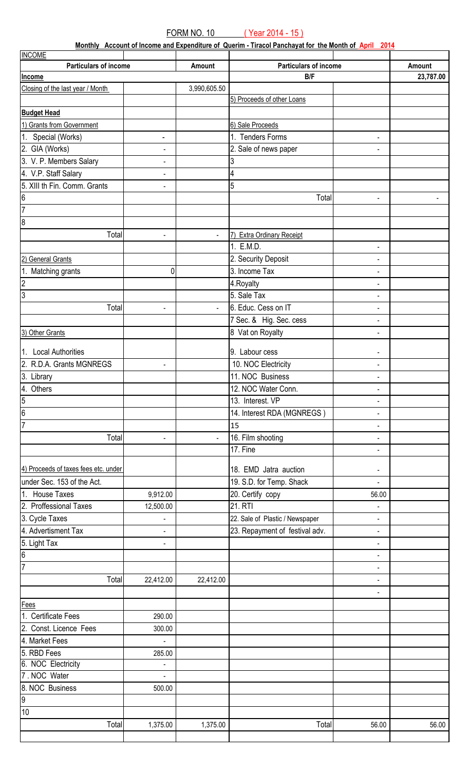FORM NO. 10 ( Year 2014 - 15 )

**Monthly Account of Income and Expenditure of Querim - Tiracol Panchayat for the Month of April 2014**

| **INCOME** | | | | | |
|---|---|---|---|---|---|
| **Particulars of income** | | **Amount** | **Particulars of income** | | **Amount** |
| **Income** | | | **B/F** | | **23,787.00** |
| Closing of the last year / Month | | 3,990,605.50 | | | |
| | | | 5) Proceeds of other Loans | | |
| **Budget Head** | | | | | |
| 1) Grants from Government | | | 6) Sale Proceeds | | |
| 1. Special (Works) | - | | 1. Tenders Forms | - | |
| 2. GIA (Works) | - | | 2. Sale of news paper | - | |
| 3. V. P. Members Salary | - | | 3 | | |
| 4. V.P. Staff Salary | - | | 4 | | |
| 5. XIII th Fin. Comm. Grants | - | | 5 | | |
| 6 | | | Total | - | - |
| 7 | | | | | |
| 8 | | | | | |
| Total | - | - | 7) Extra Ordinary Receipt | | |
| | | | 1. E.M.D. | - | |
| 2) General Grants | | | 2. Security Deposit | - | |
| 1. Matching grants | 0 | | 3. Income Tax | - | |
| 2 | | | 4.Royalty | - | |
| 3 | | | 5. Sale Tax | - | |
| Total | - | - | 6. Educ. Cess on IT | - | |
| | | | 7 Sec. & Hig. Sec. cess | - | |
| 3) Other Grants | | | 8 Vat on Royalty | - | |
| 1. Local Authorities | | | 9. Labour cess | - | |
| 2. R.D.A. Grants MGNREGS | - | | 10. NOC Electricity | - | |
| 3. Library | | | 11. NOC Business | - | |
| 4. Others | | | 12. NOC Water Conn. | - | |
| 5 | | | 13. Interest. VP | - | |
| 6 | | | 14. Interest RDA (MGNREGS ) | - | |
| 7 | | | 15 | - | |
| Total | - | - | 16. Film shooting | - | |
| | | | 17. Fine | - | |
| 4) Proceeds of taxes fees etc. under | | | 18. EMD Jatra auction | - | |
| under Sec. 153 of the Act. | | | 19. S.D. for Temp. Shack | - | |
| 1. House Taxes | 9,912.00 | | 20. Certify copy | 56.00 | |
| 2. Proffessional Taxes | 12,500.00 | | 21. RTI | - | |
| 3. Cycle Taxes | - | | 22. Sale of Plastic / Newspaper | - | |
| 4. Advertisment Tax | - | | 23. Repayment of festival adv. | - | |
| 5. Light Tax | - | | | - | |
| 6 | | | | - | |
| 7 | | | | - | |
| Total | 22,412.00 | 22,412.00 | | - | |
| | | | | - | |
| Fees | | | | | |
| 1. Certificate Fees | 290.00 | | | | |
| 2. Const. Licence Fees | 300.00 | | | | |
| 4. Market Fees | - | | | | |
| 5. RBD Fees | 285.00 | | | | |
| 6. NOC Electricity | - | | | | |
| 7 . NOC Water | - | | | | |
| 8. NOC Business | 500.00 | | | | |
| 9 | | | | | |
| 10 | | | | | |
| Total | 1,375.00 | 1,375.00 | Total | 56.00 | 56.00 |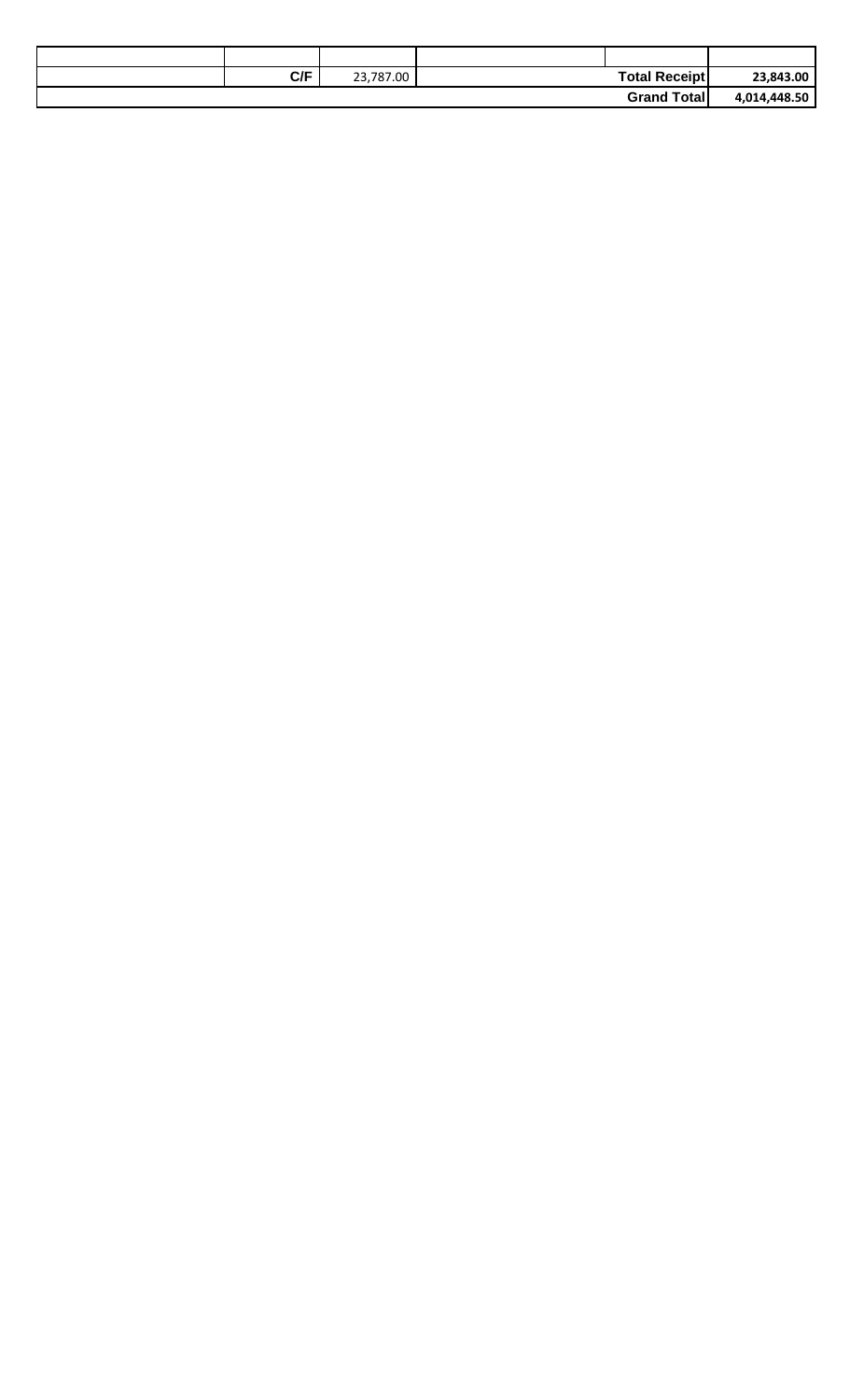| | | | | | |
|---|---|---|---|---|---|
| | | | | | |
| | C/F | 23,787.00 | | **Total Receipt** | **23,843.00** |
| | | | | **Grand Total** | **4,014,448.50** |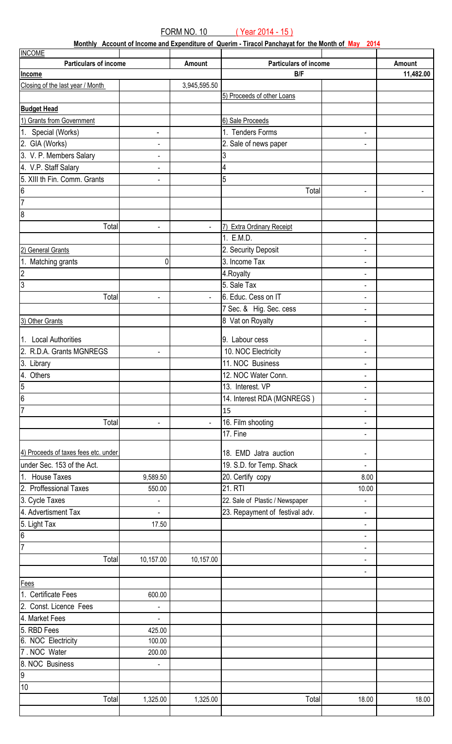FORM NO. 10 ( Year 2014 - 15 )

**Monthly Account of Income and Expenditure of Querim - Tiracol Panchayat for the Month of May 2014**

| INCOME | | | | | |
|---|---|---|---|---|---|
| **Particulars of income** | | **Amount** | **Particulars of income** | | **Amount** |
| **Income** | | | **B/F** | | **11,482.00** |
| Closing of the last year / Month | | 3,945,595.50 | | | |
| | | | 5) Proceeds of other Loans | | |
| **Budget Head** | | | | | |
| 1) Grants from Government | | | 6) Sale Proceeds | | |
| 1. Special (Works) | - | | 1. Tenders Forms | - | |
| 2. GIA (Works) | - | | 2. Sale of news paper | - | |
| 3. V. P. Members Salary | - | | 3 | | |
| 4. V.P. Staff Salary | - | | 4 | | |
| 5. XIII th Fin. Comm. Grants | - | | 5 | | |
| 6 | | | Total | - | - |
| 7 | | | | | |
| 8 | | | | | |
| Total | - | - | 7) Extra Ordinary Receipt | | |
| | | | 1. E.M.D. | - | |
| 2) General Grants | | | 2. Security Deposit | - | |
| 1. Matching grants | 0 | | 3. Income Tax | - | |
| 2 | | | 4.Royalty | - | |
| 3 | | | 5. Sale Tax | - | |
| Total | - | - | 6. Educ. Cess on IT | - | |
| | | | 7 Sec. & Hig. Sec. cess | - | |
| 3) Other Grants | | | 8 Vat on Royalty | - | |
| 1. Local Authorities | | | 9. Labour cess | - | |
| 2. R.D.A. Grants MGNREGS | - | | 10. NOC Electricity | - | |
| 3. Library | | | 11. NOC Business | - | |
| 4. Others | | | 12. NOC Water Conn. | - | |
| 5 | | | 13. Interest. VP | - | |
| 6 | | | 14. Interest RDA (MGNREGS ) | - | |
| 7 | | | 15 | - | |
| Total | - | - | 16. Film shooting | - | |
| | | | 17. Fine | - | |
| 4) Proceeds of taxes fees etc. under | | | 18. EMD Jatra auction | - | |
| under Sec. 153 of the Act. | | | 19. S.D. for Temp. Shack | - | |
| 1. House Taxes | 9,589.50 | | 20. Certify copy | 8.00 | |
| 2. Proffessional Taxes | 550.00 | | 21. RTI | 10.00 | |
| 3. Cycle Taxes | - | | 22. Sale of Plastic / Newspaper | - | |
| 4. Advertisment Tax | - | | 23. Repayment of festival adv. | - | |
| 5. Light Tax | 17.50 | | | - | |
| 6 | | | | - | |
| 7 | | | | - | |
| Total | 10,157.00 | 10,157.00 | | - | |
| | | | | - | |
| Fees | | | | | |
| 1. Certificate Fees | 600.00 | | | | |
| 2. Const. Licence Fees | - | | | | |
| 4. Market Fees | - | | | | |
| 5. RBD Fees | 425.00 | | | | |
| 6. NOC Electricity | 100.00 | | | | |
| 7 . NOC Water | 200.00 | | | | |
| 8. NOC Business | - | | | | |
| 9 | | | | | |
| 10 | | | | | |
| Total | 1,325.00 | 1,325.00 | Total | 18.00 | 18.00 |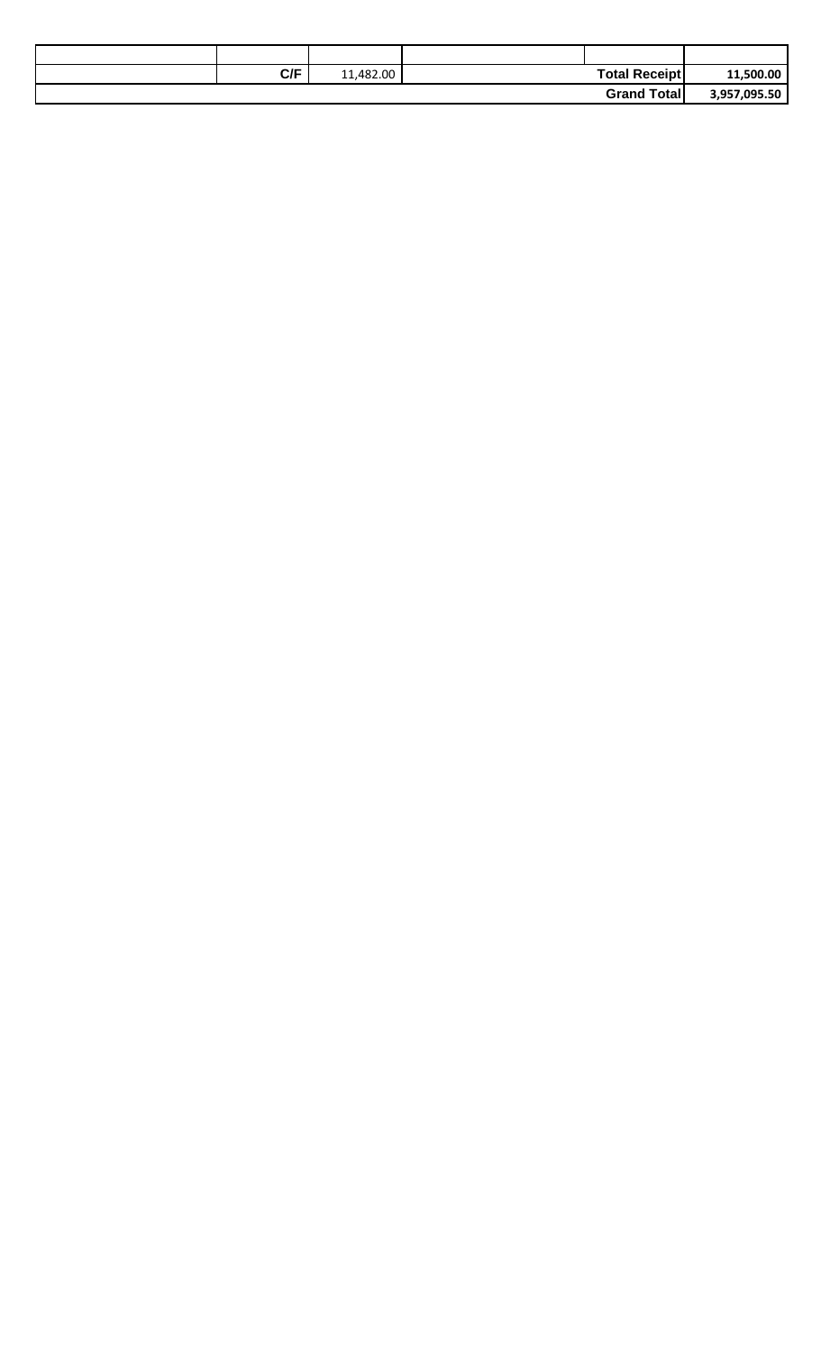| | | | | | |
|---|---|---|---|---|---|
| | | | | | |
| | C/F | 11,482.00 | | Total Receipt | 11,500.00 |
| | | | | Grand Total | 3,957,095.50 |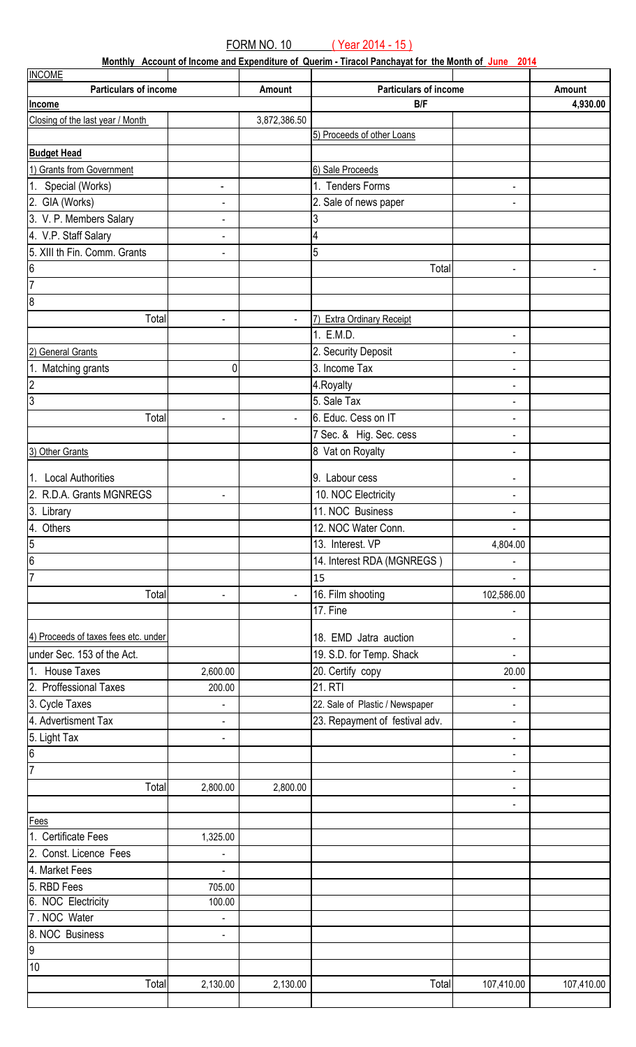FORM NO. 10 ( Year 2014 - 15 )

**Monthly Account of Income and Expenditure of Querim - Tiracol Panchayat for the Month of June 2014**

| INCOME | | | | | |
|---|---|---|---|---|---|
| **Particulars of income** | | **Amount** | **Particulars of income** | | **Amount** |
| **Income** | | | **B/F** | | **4,930.00** |
| Closing of the last year / Month | | 3,872,386.50 | | | |
| | | | 5) Proceeds of other Loans | | |
| **Budget Head** | | | | | |
| 1) Grants from Government | | | 6) Sale Proceeds | | |
| 1. Special (Works) | - | | 1. Tenders Forms | - | |
| 2. GIA (Works) | - | | 2. Sale of news paper | - | |
| 3. V. P. Members Salary | - | | 3 | | |
| 4. V.P. Staff Salary | - | | 4 | | |
| 5. XIII th Fin. Comm. Grants | - | | 5 | | |
| 6 | | | Total | - | - |
| 7 | | | | | |
| 8 | | | | | |
| Total | - | - | 7) Extra Ordinary Receipt | | |
| | | | 1. E.M.D. | - | |
| 2) General Grants | | | 2. Security Deposit | - | |
| 1. Matching grants | 0 | | 3. Income Tax | - | |
| 2 | | | 4.Royalty | - | |
| 3 | | | 5. Sale Tax | - | |
| Total | - | - | 6. Educ. Cess on IT | - | |
| | | | 7 Sec. & Hig. Sec. cess | - | |
| 3) Other Grants | | | 8 Vat on Royalty | - | |
| 1. Local Authorities | | | 9. Labour cess | - | |
| 2. R.D.A. Grants MGNREGS | - | | 10. NOC Electricity | - | |
| 3. Library | | | 11. NOC Business | - | |
| 4. Others | | | 12. NOC Water Conn. | - | |
| 5 | | | 13. Interest. VP | 4,804.00 | |
| 6 | | | 14. Interest RDA (MGNREGS ) | - | |
| 7 | | | 15 | - | |
| Total | - | - | 16. Film shooting | 102,586.00 | |
| | | | 17. Fine | - | |
| 4) Proceeds of taxes fees etc. under | | | 18. EMD Jatra auction | - | |
| under Sec. 153 of the Act. | | | 19. S.D. for Temp. Shack | - | |
| 1. House Taxes | 2,600.00 | | 20. Certify copy | 20.00 | |
| 2. Proffessional Taxes | 200.00 | | 21. RTI | - | |
| 3. Cycle Taxes | - | | 22. Sale of Plastic / Newspaper | - | |
| 4. Advertisment Tax | - | | 23. Repayment of festival adv. | - | |
| 5. Light Tax | - | | | - | |
| 6 | | | | - | |
| 7 | | | | - | |
| Total | 2,800.00 | 2,800.00 | | - | |
| | | | | - | |
| Fees | | | | | |
| 1. Certificate Fees | 1,325.00 | | | | |
| 2. Const. Licence Fees | - | | | | |
| 4. Market Fees | - | | | | |
| 5. RBD Fees | 705.00 | | | | |
| 6. NOC Electricity | 100.00 | | | | |
| 7 . NOC Water | - | | | | |
| 8. NOC Business | - | | | | |
| 9 | | | | | |
| 10 | | | | | |
| Total | 2,130.00 | 2,130.00 | Total | 107,410.00 | 107,410.00 |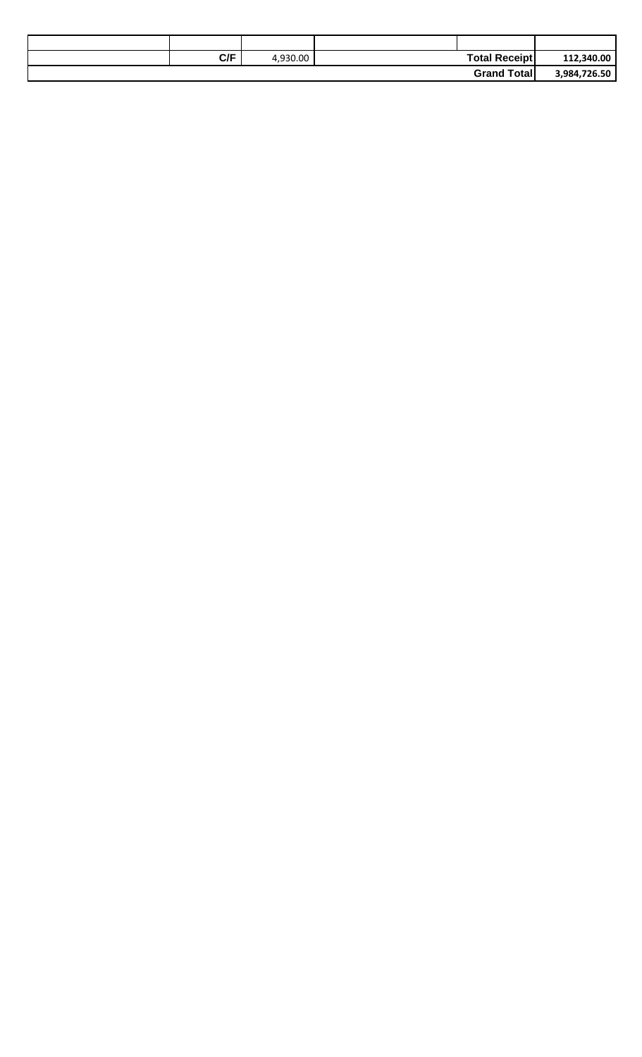| | | | | | |
|---|---|---|---|---|---|
| | | | | | |
| | C/F | 4,930.00 | | Total Receipt | 112,340.00 |
| | | | | Grand Total | 3,984,726.50 |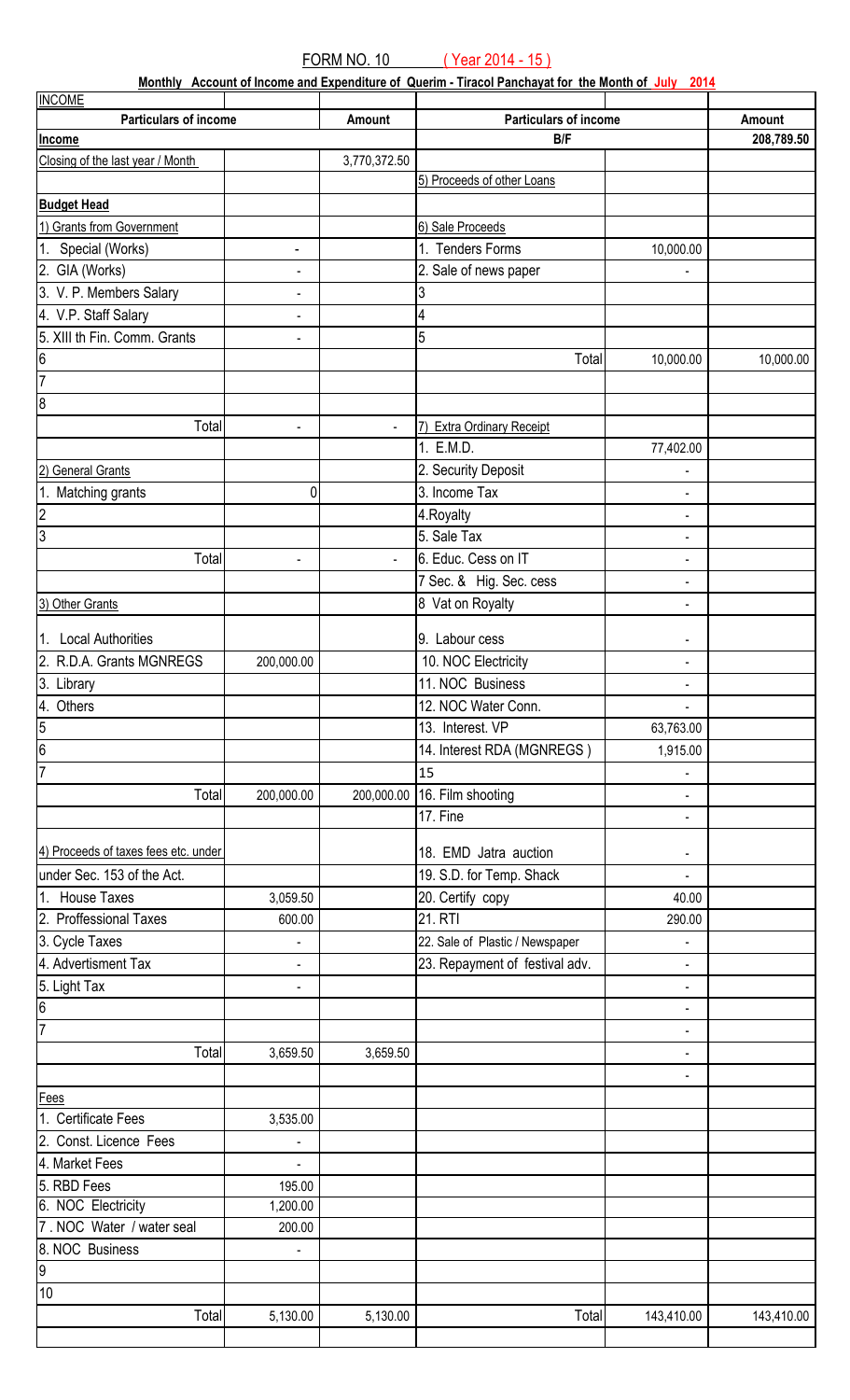FORM NO. 10 ( Year 2014 - 15 )

**Monthly Account of Income and Expenditure of Querim - Tiracol Panchayat for the Month of July 2014**

| INCOME | | | | | |
|---|---|---|---|---|---|
| **Particulars of income** | | **Amount** | **Particulars of income** | | **Amount** |
| **Income** | | | **B/F** | | **208,789.50** |
| Closing of the last year / Month | | 3,770,372.50 | | | |
| | | | 5) Proceeds of other Loans | | |
| **Budget Head** | | | | | |
| 1) Grants from Government | | | 6) Sale Proceeds | | |
| 1. Special (Works) | - | | 1. Tenders Forms | 10,000.00 | |
| 2. GIA (Works) | - | | 2. Sale of news paper | - | |
| 3. V. P. Members Salary | - | | 3 | | |
| 4. V.P. Staff Salary | - | | 4 | | |
| 5. XIII th Fin. Comm. Grants | - | | 5 | | |
| 6 | | | Total | 10,000.00 | 10,000.00 |
| 7 | | | | | |
| 8 | | | | | |
| Total | - | - | 7) Extra Ordinary Receipt | | |
| | | | 1. E.M.D. | 77,402.00 | |
| 2) General Grants | | | 2. Security Deposit | - | |
| 1. Matching grants | 0 | | 3. Income Tax | - | |
| 2 | | | 4.Royalty | - | |
| 3 | | | 5. Sale Tax | - | |
| Total | - | - | 6. Educ. Cess on IT | - | |
| | | | 7 Sec. & Hig. Sec. cess | - | |
| 3) Other Grants | | | 8 Vat on Royalty | - | |
| 1. Local Authorities | | | 9. Labour cess | - | |
| 2. R.D.A. Grants MGNREGS | 200,000.00 | | 10. NOC Electricity | - | |
| 3. Library | | | 11. NOC Business | - | |
| 4. Others | | | 12. NOC Water Conn. | - | |
| 5 | | | 13. Interest. VP | 63,763.00 | |
| 6 | | | 14. Interest RDA (MGNREGS ) | 1,915.00 | |
| 7 | | | 15 | - | |
| Total | 200,000.00 | 200,000.00 | 16. Film shooting | - | |
| | | | 17. Fine | - | |
| 4) Proceeds of taxes fees etc. under | | | 18. EMD Jatra auction | - | |
| under Sec. 153 of the Act. | | | 19. S.D. for Temp. Shack | - | |
| 1. House Taxes | 3,059.50 | | 20. Certify copy | 40.00 | |
| 2. Proffessional Taxes | 600.00 | | 21. RTI | 290.00 | |
| 3. Cycle Taxes | - | | 22. Sale of Plastic / Newspaper | - | |
| 4. Advertisment Tax | - | | 23. Repayment of festival adv. | - | |
| 5. Light Tax | - | | | - | |
| 6 | | | | - | |
| 7 | | | | - | |
| Total | 3,659.50 | 3,659.50 | | - | |
| | | | | - | |
| Fees | | | | | |
| 1. Certificate Fees | 3,535.00 | | | | |
| 2. Const. Licence Fees | - | | | | |
| 4. Market Fees | - | | | | |
| 5. RBD Fees | 195.00 | | | | |
| 6. NOC Electricity | 1,200.00 | | | | |
| 7 . NOC Water / water seal | 200.00 | | | | |
| 8. NOC Business | - | | | | |
| 9 | | | | | |
| 10 | | | | | |
| Total | 5,130.00 | 5,130.00 | Total | 143,410.00 | 143,410.00 |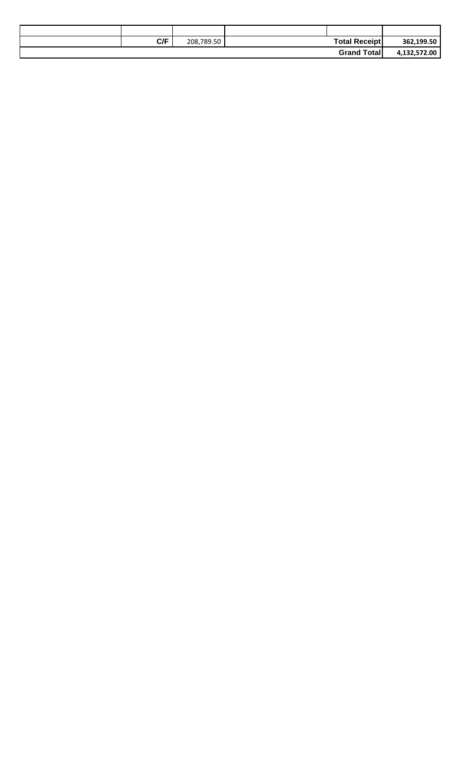| | | | | | |
|---|---|---|---|---|---|
| | C/F | 208,789.50 | | **Total Receipt** | **362,199.50** |
| | | | | **Grand Total** | **4,132,572.00** |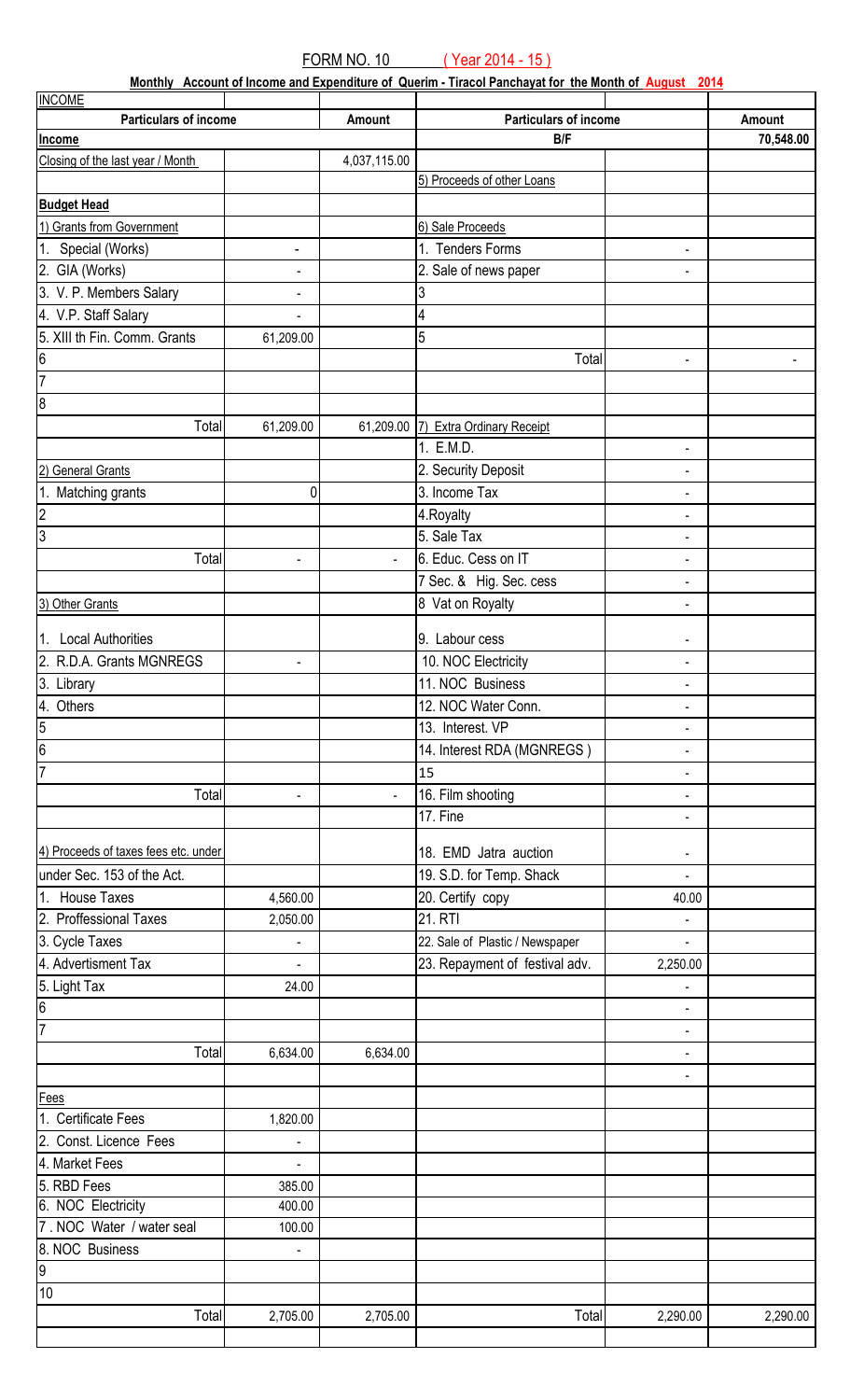FORM NO. 10 ( Year 2014 - 15 )

**Monthly Account of Income and Expenditure of Querim - Tiracol Panchayat for the Month of August 2014**

| INCOME | | | | | |
|---|---|---|---|---|---|
| **Particulars of income** | | **Amount** | **Particulars of income** | | **Amount** |
| **Income** | | | **B/F** | | **70,548.00** |
| Closing of the last year / Month | | 4,037,115.00 | | | |
| | | | 5) Proceeds of other Loans | | |
| **Budget Head** | | | | | |
| 1) Grants from Government | | | 6) Sale Proceeds | | |
| 1. Special (Works) | - | | 1. Tenders Forms | - | |
| 2. GIA (Works) | - | | 2. Sale of news paper | - | |
| 3. V. P. Members Salary | - | | 3 | | |
| 4. V.P. Staff Salary | - | | 4 | | |
| 5. XIII th Fin. Comm. Grants | 61,209.00 | | 5 | | |
| 6 | | | Total | - | - |
| 7 | | | | | |
| 8 | | | | | |
| Total | 61,209.00 | 61,209.00 | 7) Extra Ordinary Receipt | | |
| | | | 1. E.M.D. | - | |
| 2) General Grants | | | 2. Security Deposit | - | |
| 1. Matching grants | 0 | | 3. Income Tax | - | |
| 2 | | | 4.Royalty | - | |
| 3 | | | 5. Sale Tax | - | |
| Total | - | - | 6. Educ. Cess on IT | - | |
| | | | 7 Sec. & Hig. Sec. cess | - | |
| 3) Other Grants | | | 8 Vat on Royalty | - | |
| 1. Local Authorities | | | 9. Labour cess | - | |
| 2. R.D.A. Grants MGNREGS | - | | 10. NOC Electricity | - | |
| 3. Library | | | 11. NOC Business | - | |
| 4. Others | | | 12. NOC Water Conn. | - | |
| 5 | | | 13. Interest. VP | - | |
| 6 | | | 14. Interest RDA (MGNREGS ) | - | |
| 7 | | | 15 | - | |
| Total | - | - | 16. Film shooting | - | |
| | | | 17. Fine | - | |
| 4) Proceeds of taxes fees etc. under | | | 18. EMD Jatra auction | - | |
| under Sec. 153 of the Act. | | | 19. S.D. for Temp. Shack | - | |
| 1. House Taxes | 4,560.00 | | 20. Certify copy | 40.00 | |
| 2. Proffessional Taxes | 2,050.00 | | 21. RTI | - | |
| 3. Cycle Taxes | - | | 22. Sale of Plastic / Newspaper | - | |
| 4. Advertisment Tax | - | | 23. Repayment of festival adv. | 2,250.00 | |
| 5. Light Tax | 24.00 | | | - | |
| 6 | | | | - | |
| 7 | | | | - | |
| Total | 6,634.00 | 6,634.00 | | - | |
| | | | | - | |
| Fees | | | | | |
| 1. Certificate Fees | 1,820.00 | | | | |
| 2. Const. Licence Fees | - | | | | |
| 4. Market Fees | - | | | | |
| 5. RBD Fees | 385.00 | | | | |
| 6. NOC Electricity | 400.00 | | | | |
| 7 . NOC Water / water seal | 100.00 | | | | |
| 8. NOC Business | - | | | | |
| 9 | | | | | |
| 10 | | | | | |
| Total | 2,705.00 | 2,705.00 | Total | 2,290.00 | 2,290.00 |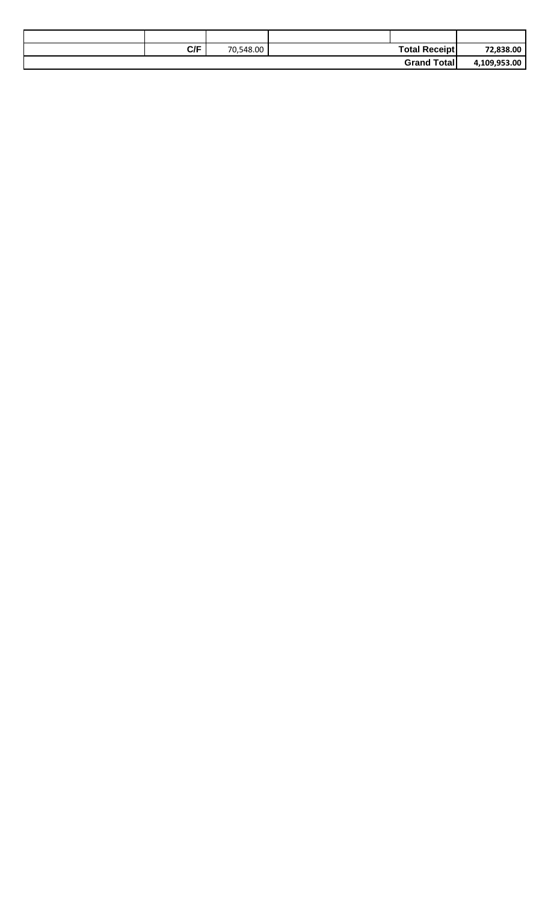| | | | | | |
|---|---|---|---|---|---|
| | C/F | 70,548.00 | | Total Receipt | 72,838.00 |
| | | | | Grand Total | 4,109,953.00 |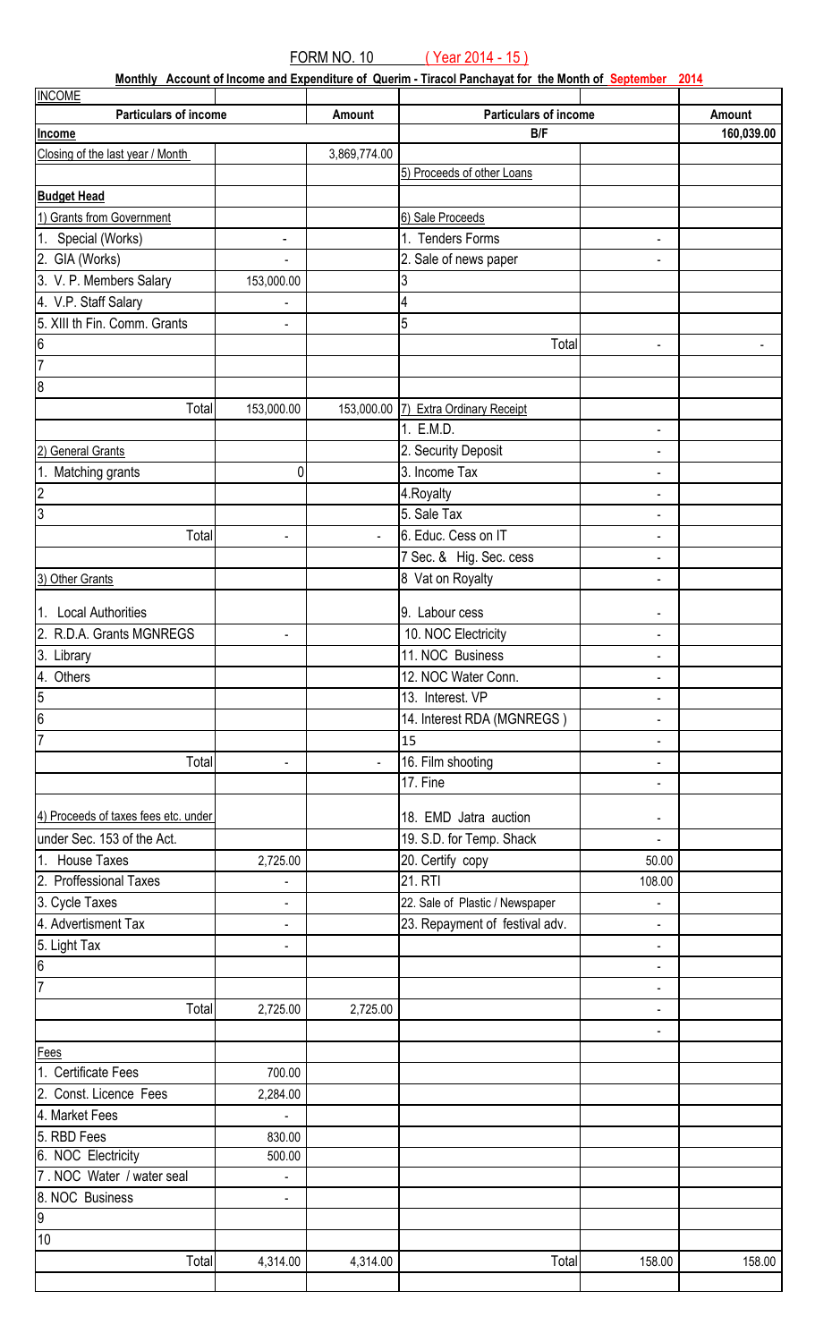FORM NO. 10 ( Year 2014 - 15 )

**Monthly Account of Income and Expenditure of Querim - Tiracol Panchayat for the Month of September 2014**

| INCOME | | | | | |
|---|---|---|---|---|---|
| **Particulars of income** | | **Amount** | **Particulars of income** | | **Amount** |
| **Income** | | | **B/F** | | **160,039.00** |
| Closing of the last year / Month | | 3,869,774.00 | | | |
| | | | 5) Proceeds of other Loans | | |
| **Budget Head** | | | | | |
| 1) Grants from Government | | | 6) Sale Proceeds | | |
| 1. Special (Works) | - | | 1. Tenders Forms | - | |
| 2. GIA (Works) | - | | 2. Sale of news paper | - | |
| 3. V. P. Members Salary | 153,000.00 | | 3 | | |
| 4. V.P. Staff Salary | - | | 4 | | |
| 5. XIII th Fin. Comm. Grants | - | | 5 | | |
| 6 | | | Total | - | - |
| 7 | | | | | |
| 8 | | | | | |
| Total | 153,000.00 | 153,000.00 | 7) Extra Ordinary Receipt | | |
| | | | 1. E.M.D. | - | |
| 2) General Grants | | | 2. Security Deposit | - | |
| 1. Matching grants | 0 | | 3. Income Tax | - | |
| 2 | | | 4.Royalty | - | |
| 3 | | | 5. Sale Tax | - | |
| Total | - | - | 6. Educ. Cess on IT | - | |
| | | | 7 Sec. & Hig. Sec. cess | - | |
| 3) Other Grants | | | 8 Vat on Royalty | - | |
| 1. Local Authorities | | | 9. Labour cess | - | |
| 2. R.D.A. Grants MGNREGS | - | | 10. NOC Electricity | - | |
| 3. Library | | | 11. NOC Business | - | |
| 4. Others | | | 12. NOC Water Conn. | - | |
| 5 | | | 13. Interest. VP | - | |
| 6 | | | 14. Interest RDA (MGNREGS ) | - | |
| 7 | | | 15 | - | |
| Total | - | - | 16. Film shooting | - | |
| | | | 17. Fine | - | |
| 4) Proceeds of taxes fees etc. under | | | 18. EMD Jatra auction | - | |
| under Sec. 153 of the Act. | | | 19. S.D. for Temp. Shack | - | |
| 1. House Taxes | 2,725.00 | | 20. Certify copy | 50.00 | |
| 2. Proffessional Taxes | - | | 21. RTI | 108.00 | |
| 3. Cycle Taxes | - | | 22. Sale of Plastic / Newspaper | - | |
| 4. Advertisment Tax | - | | 23. Repayment of festival adv. | - | |
| 5. Light Tax | - | | | - | |
| 6 | | | | - | |
| 7 | | | | - | |
| Total | 2,725.00 | 2,725.00 | | - | |
| | | | | - | |
| Fees | | | | | |
| 1. Certificate Fees | 700.00 | | | | |
| 2. Const. Licence Fees | 2,284.00 | | | | |
| 4. Market Fees | - | | | | |
| 5. RBD Fees | 830.00 | | | | |
| 6. NOC Electricity | 500.00 | | | | |
| 7 . NOC Water / water seal | - | | | | |
| 8. NOC Business | - | | | | |
| 9 | | | | | |
| 10 | | | | | |
| Total | 4,314.00 | 4,314.00 | Total | 158.00 | 158.00 |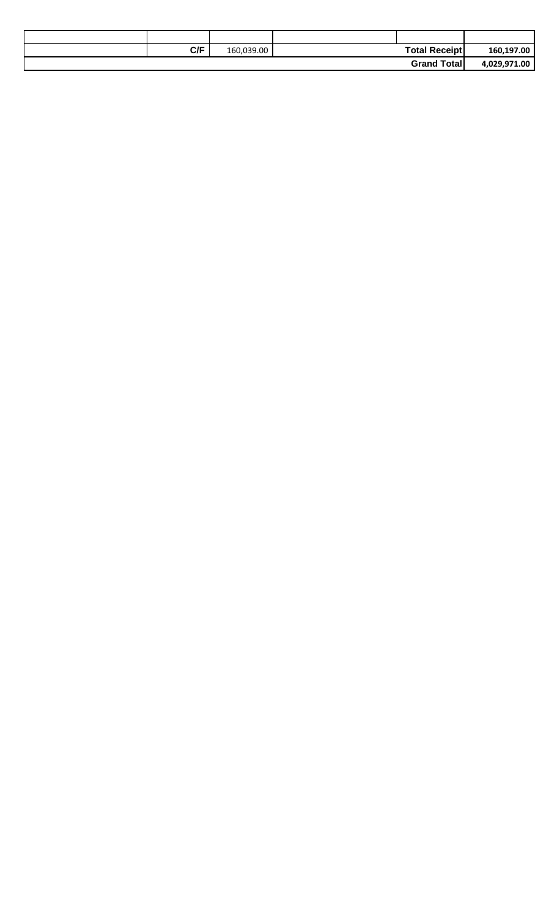| | | | | | |
|---|---|---|---|---|---|
| | C/F | 160,039.00 | | Total Receipt | 160,197.00 |
| | | | | Grand Total | 4,029,971.00 |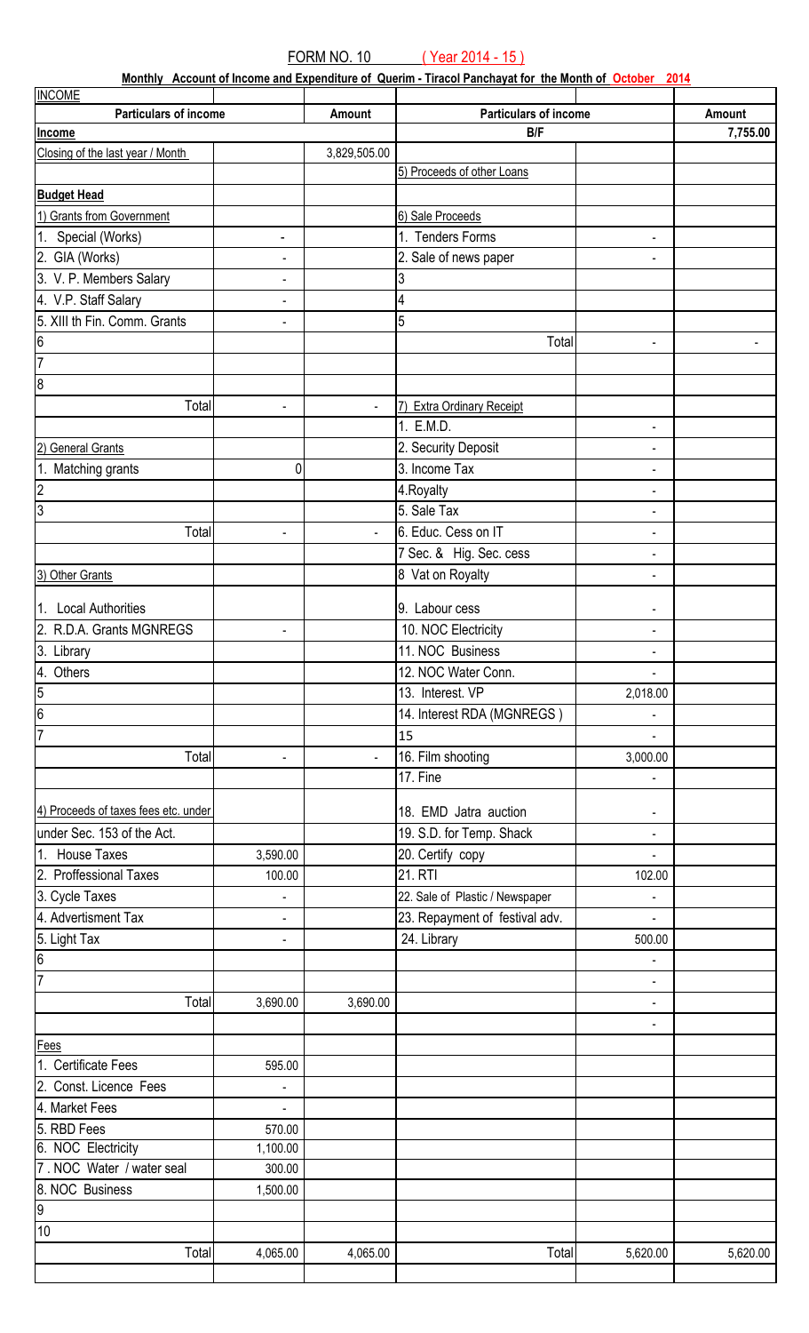FORM NO. 10 ( Year 2014 - 15 )

**Monthly Account of Income and Expenditure of Querim - Tiracol Panchayat for the Month of October 2014**

| INCOME | | | | | |
|---|---|---|---|---|---|
| **Particulars of income** | | **Amount** | **Particulars of income** | | **Amount** |
| **Income** | | | **B/F** | | **7,755.00** |
| Closing of the last year / Month | | 3,829,505.00 | | | |
| | | | 5) Proceeds of other Loans | | |
| **Budget Head** | | | | | |
| 1) Grants from Government | | | 6) Sale Proceeds | | |
| 1. Special (Works) | - | | 1. Tenders Forms | - | |
| 2. GIA (Works) | - | | 2. Sale of news paper | - | |
| 3. V. P. Members Salary | - | | 3 | | |
| 4. V.P. Staff Salary | - | | 4 | | |
| 5. XIII th Fin. Comm. Grants | - | | 5 | | |
| 6 | | | Total | - | - |
| 7 | | | | | |
| 8 | | | | | |
| Total | - | - | 7) Extra Ordinary Receipt | | |
| | | | 1. E.M.D. | - | |
| 2) General Grants | | | 2. Security Deposit | - | |
| 1. Matching grants | 0 | | 3. Income Tax | - | |
| 2 | | | 4.Royalty | - | |
| 3 | | | 5. Sale Tax | - | |
| Total | - | - | 6. Educ. Cess on IT | - | |
| | | | 7 Sec. & Hig. Sec. cess | - | |
| 3) Other Grants | | | 8 Vat on Royalty | - | |
| 1. Local Authorities | | | 9. Labour cess | - | |
| 2. R.D.A. Grants MGNREGS | - | | 10. NOC Electricity | - | |
| 3. Library | | | 11. NOC Business | - | |
| 4. Others | | | 12. NOC Water Conn. | - | |
| 5 | | | 13. Interest. VP | 2,018.00 | |
| 6 | | | 14. Interest RDA (MGNREGS ) | - | |
| 7 | | | 15 | - | |
| Total | - | - | 16. Film shooting | 3,000.00 | |
| | | | 17. Fine | - | |
| 4) Proceeds of taxes fees etc. under | | | 18. EMD Jatra auction | - | |
| under Sec. 153 of the Act. | | | 19. S.D. for Temp. Shack | - | |
| 1. House Taxes | 3,590.00 | | 20. Certify copy | - | |
| 2. Proffessional Taxes | 100.00 | | 21. RTI | 102.00 | |
| 3. Cycle Taxes | - | | 22. Sale of Plastic / Newspaper | - | |
| 4. Advertisment Tax | - | | 23. Repayment of festival adv. | - | |
| 5. Light Tax | - | | 24. Library | 500.00 | |
| 6 | | | | - | |
| 7 | | | | - | |
| Total | 3,690.00 | 3,690.00 | | - | |
| | | | | - | |
| Fees | | | | | |
| 1. Certificate Fees | 595.00 | | | | |
| 2. Const. Licence Fees | - | | | | |
| 4. Market Fees | - | | | | |
| 5. RBD Fees | 570.00 | | | | |
| 6. NOC Electricity | 1,100.00 | | | | |
| 7 . NOC Water / water seal | 300.00 | | | | |
| 8. NOC Business | 1,500.00 | | | | |
| 9 | | | | | |
| 10 | | | | | |
| Total | 4,065.00 | 4,065.00 | Total | 5,620.00 | 5,620.00 |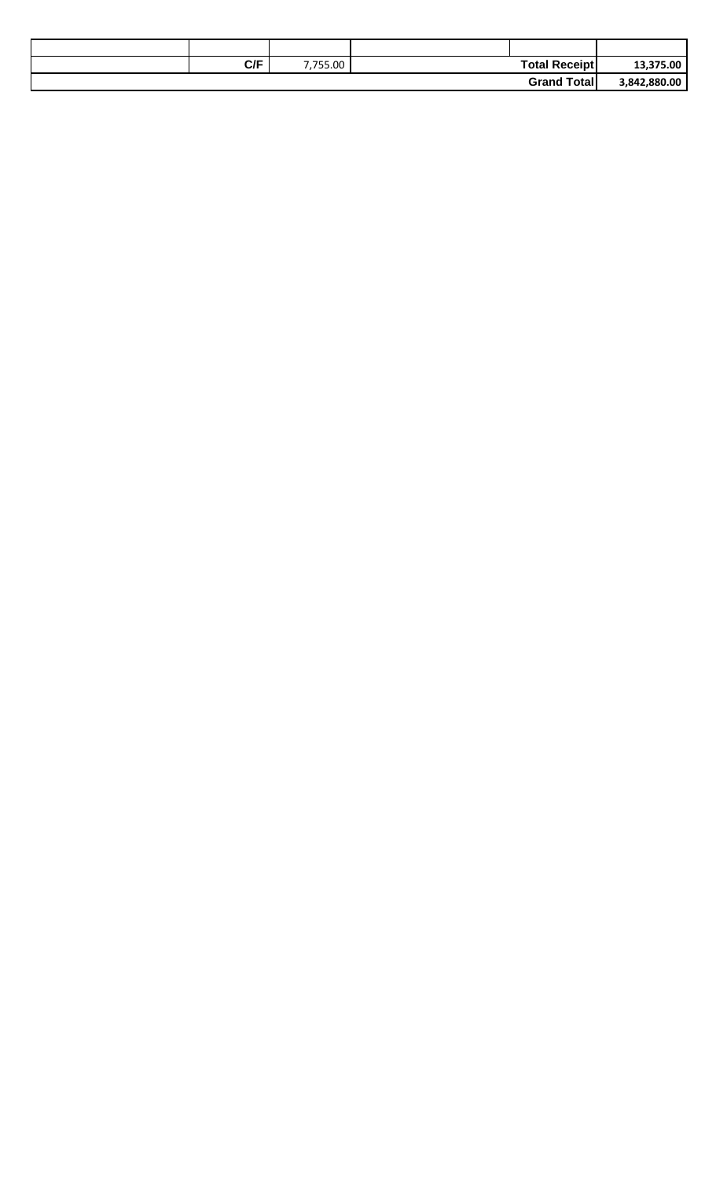| | | | | | |
|---|---|---|---|---|---|
| | C/F | 7,755.00 | | **Total Receipt** | **13,375.00** |
| | | | | **Grand Total** | **3,842,880.00** |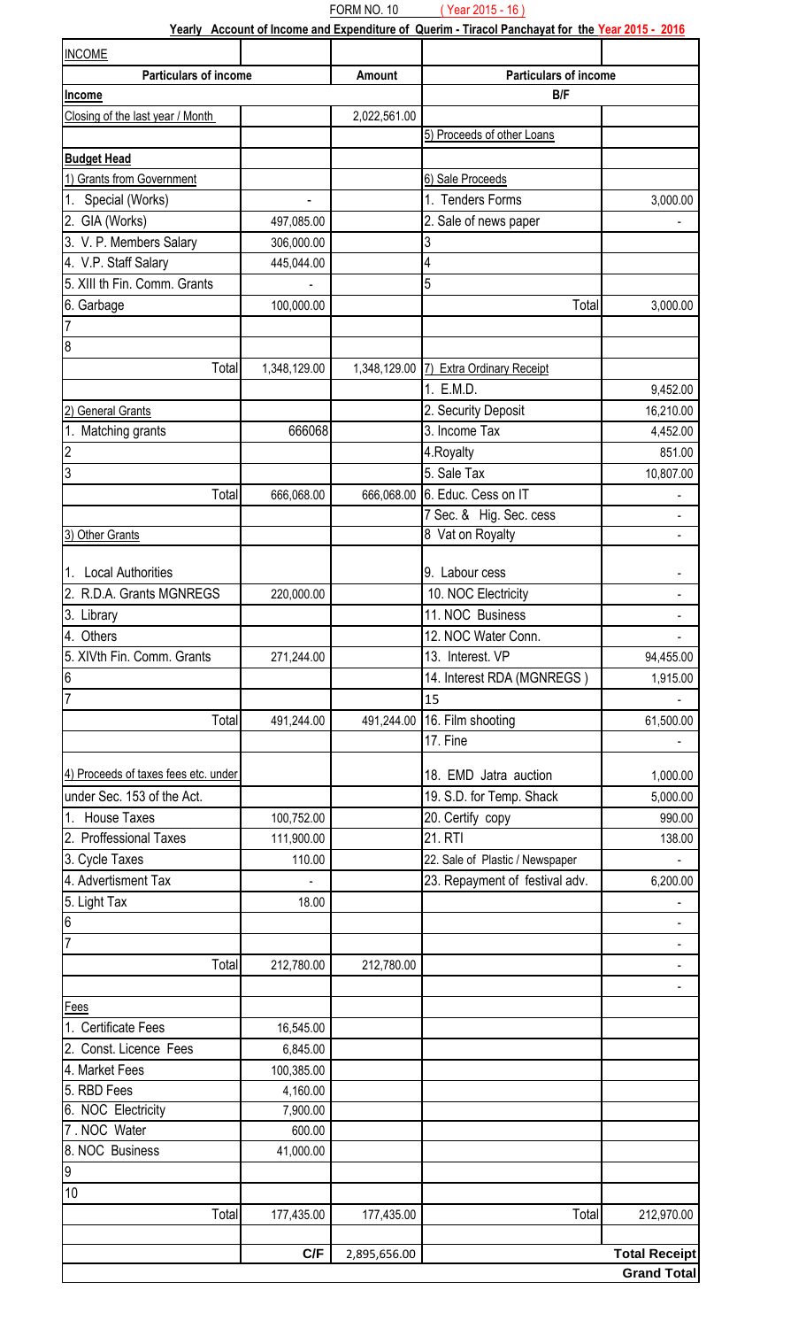FORM NO. 10 ( Year 2015 - 16 )

**Yearly Account of Income and Expenditure of Querim - Tiracol Panchayat for the Year 2015 - 2016**

| INCOME | | | | |
|---|---|---|---|---|
| **Particulars of income** | | **Amount** | **Particulars of income** | |
| **Income** | | | **B/F** | |
| Closing of the last year / Month | | 2,022,561.00 | | |
| | | | 5) Proceeds of other Loans | |
| **Budget Head** | | | | |
| 1) Grants from Government | | | 6) Sale Proceeds | |
| 1. Special (Works) | - | | 1. Tenders Forms | 3,000.00 |
| 2. GIA (Works) | 497,085.00 | | 2. Sale of news paper | - |
| 3. V. P. Members Salary | 306,000.00 | | 3 | |
| 4. V.P. Staff Salary | 445,044.00 | | 4 | |
| 5. XIII th Fin. Comm. Grants | - | | 5 | |
| 6. Garbage | 100,000.00 | | Total | 3,000.00 |
| 7 | | | | |
| 8 | | | | |
| Total | 1,348,129.00 | 1,348,129.00 | 7) Extra Ordinary Receipt | |
| | | | 1. E.M.D. | 9,452.00 |
| 2) General Grants | | | 2. Security Deposit | 16,210.00 |
| 1. Matching grants | 666068 | | 3. Income Tax | 4,452.00 |
| 2 | | | 4.Royalty | 851.00 |
| 3 | | | 5. Sale Tax | 10,807.00 |
| Total | 666,068.00 | 666,068.00 | 6. Educ. Cess on IT | - |
| | | | 7 Sec. & Hig. Sec. cess | - |
| 3) Other Grants | | | 8 Vat on Royalty | - |
| 1. Local Authorities | | | 9. Labour cess | - |
| 2. R.D.A. Grants MGNREGS | 220,000.00 | | 10. NOC Electricity | - |
| 3. Library | | | 11. NOC Business | - |
| 4. Others | | | 12. NOC Water Conn. | - |
| 5. XIVth Fin. Comm. Grants | 271,244.00 | | 13. Interest. VP | 94,455.00 |
| 6 | | | 14. Interest RDA (MGNREGS ) | 1,915.00 |
| 7 | | | 15 | - |
| Total | 491,244.00 | 491,244.00 | 16. Film shooting | 61,500.00 |
| | | | 17. Fine | - |
| 4) Proceeds of taxes fees etc. under | | | 18. EMD Jatra auction | 1,000.00 |
| under Sec. 153 of the Act. | | | 19. S.D. for Temp. Shack | 5,000.00 |
| 1. House Taxes | 100,752.00 | | 20. Certify copy | 990.00 |
| 2. Proffessional Taxes | 111,900.00 | | 21. RTI | 138.00 |
| 3. Cycle Taxes | 110.00 | | 22. Sale of Plastic / Newspaper | - |
| 4. Advertisment Tax | - | | 23. Repayment of festival adv. | 6,200.00 |
| 5. Light Tax | 18.00 | | | - |
| 6 | | | | - |
| 7 | | | | - |
| Total | 212,780.00 | 212,780.00 | | - |
| | | | | - |
| Fees | | | | |
| 1. Certificate Fees | 16,545.00 | | | |
| 2. Const. Licence Fees | 6,845.00 | | | |
| 4. Market Fees | 100,385.00 | | | |
| 5. RBD Fees | 4,160.00 | | | |
| 6. NOC Electricity | 7,900.00 | | | |
| 7 . NOC Water | 600.00 | | | |
| 8. NOC Business | 41,000.00 | | | |
| 9 | | | | |
| 10 | | | | |
| Total | 177,435.00 | 177,435.00 | Total | 212,970.00 |
| | **C/F** | 2,895,656.00 | | **Total Receipt** |
| | | | | **Grand Total** |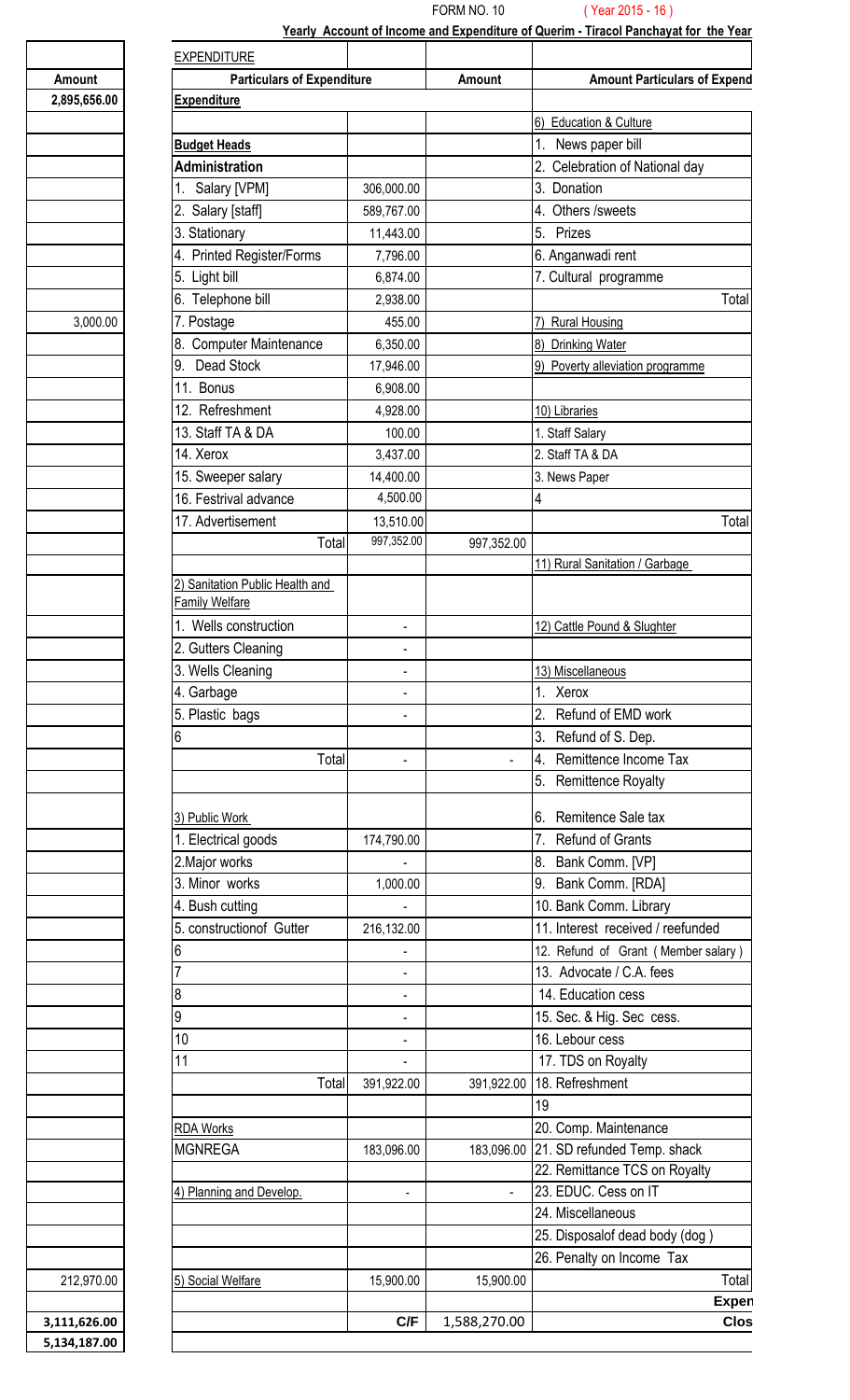FORM NO. 10 ( Year 2015 - 16 )

**Yearly Account of Income and Expenditure of Querim - Tiracol Panchayat for the Year**

| Amount | EXPENDITURE | | | |
|---|---|---|---|---|
| **Amount** | **Particulars of Expenditure** | | **Amount** | **Amount Particulars of Expend** |
| **2,895,656.00** | **Expenditure** | | | |
| | | | | 6) Education & Culture |
| | **Budget Heads** | | | 1. News paper bill |
| | **Administration** | | | 2. Celebration of National day |
| | 1. Salary [VPM] | 306,000.00 | | 3. Donation |
| | 2. Salary [staff] | 589,767.00 | | 4. Others /sweets |
| | 3. Stationary | 11,443.00 | | 5. Prizes |
| | 4. Printed Register/Forms | 7,796.00 | | 6. Anganwadi rent |
| | 5. Light bill | 6,874.00 | | 7. Cultural programme |
| | 6. Telephone bill | 2,938.00 | | Total |
| 3,000.00 | 7. Postage | 455.00 | | 7) Rural Housing |
| | 8. Computer Maintenance | 6,350.00 | | 8) Drinking Water |
| | 9. Dead Stock | 17,946.00 | | 9) Poverty alleviation programme |
| | 11. Bonus | 6,908.00 | | |
| | 12. Refreshment | 4,928.00 | | 10) Libraries |
| | 13. Staff TA & DA | 100.00 | | 1. Staff Salary |
| | 14. Xerox | 3,437.00 | | 2. Staff TA & DA |
| | 15. Sweeper salary | 14,400.00 | | 3. News Paper |
| | 16. Festrival advance | 4,500.00 | | 4 |
| | 17. Advertisement | 13,510.00 | | Total |
| | Total | 997,352.00 | 997,352.00 | |
| | | | | 11) Rural Sanitation / Garbage |
| | 2) Sanitation Public Health and Family Welfare | | | |
| | 1. Wells construction | - | | 12) Cattle Pound & Slughter |
| | 2. Gutters Cleaning | - | | |
| | 3. Wells Cleaning | - | | 13) Miscellaneous |
| | 4. Garbage | - | | 1. Xerox |
| | 5. Plastic bags | - | | 2. Refund of EMD work |
| | 6 | | | 3. Refund of S. Dep. |
| | Total | - | - | 4. Remittence Income Tax |
| | | | | 5. Remittence Royalty |
| | 3) Public Work | | | 6. Remitence Sale tax |
| | 1. Electrical goods | 174,790.00 | | 7. Refund of Grants |
| | 2.Major works | - | | 8. Bank Comm. [VP] |
| | 3. Minor works | 1,000.00 | | 9. Bank Comm. [RDA] |
| | 4. Bush cutting | - | | 10. Bank Comm. Library |
| | 5. constructionof Gutter | 216,132.00 | | 11. Interest received / reefunded |
| | 6 | - | | 12. Refund of Grant ( Member salary ) |
| | 7 | - | | 13. Advocate / C.A. fees |
| | 8 | - | | 14. Education cess |
| | 9 | - | | 15. Sec. & Hig. Sec cess. |
| | 10 | - | | 16. Lebour cess |
| | 11 | - | | 17. TDS on Royalty |
| | Total | 391,922.00 | 391,922.00 | 18. Refreshment |
| | | | | 19 |
| | RDA Works | | | 20. Comp. Maintenance |
| | MGNREGA | 183,096.00 | 183,096.00 | 21. SD refunded Temp. shack |
| | | | | 22. Remittance TCS on Royalty |
| | 4) Planning and Develop. | - | - | 23. EDUC. Cess on IT |
| | | | | 24. Miscellaneous |
| | | | | 25. Disposalof dead body (dog ) |
| | | | | 26. Penalty on Income Tax |
| 212,970.00 | 5) Social Welfare | 15,900.00 | 15,900.00 | Total |
| | | | | **Expen** |
| **3,111,626.00** | | **C/F** | 1,588,270.00 | **Clos** |
| **5,134,187.00** | | | | |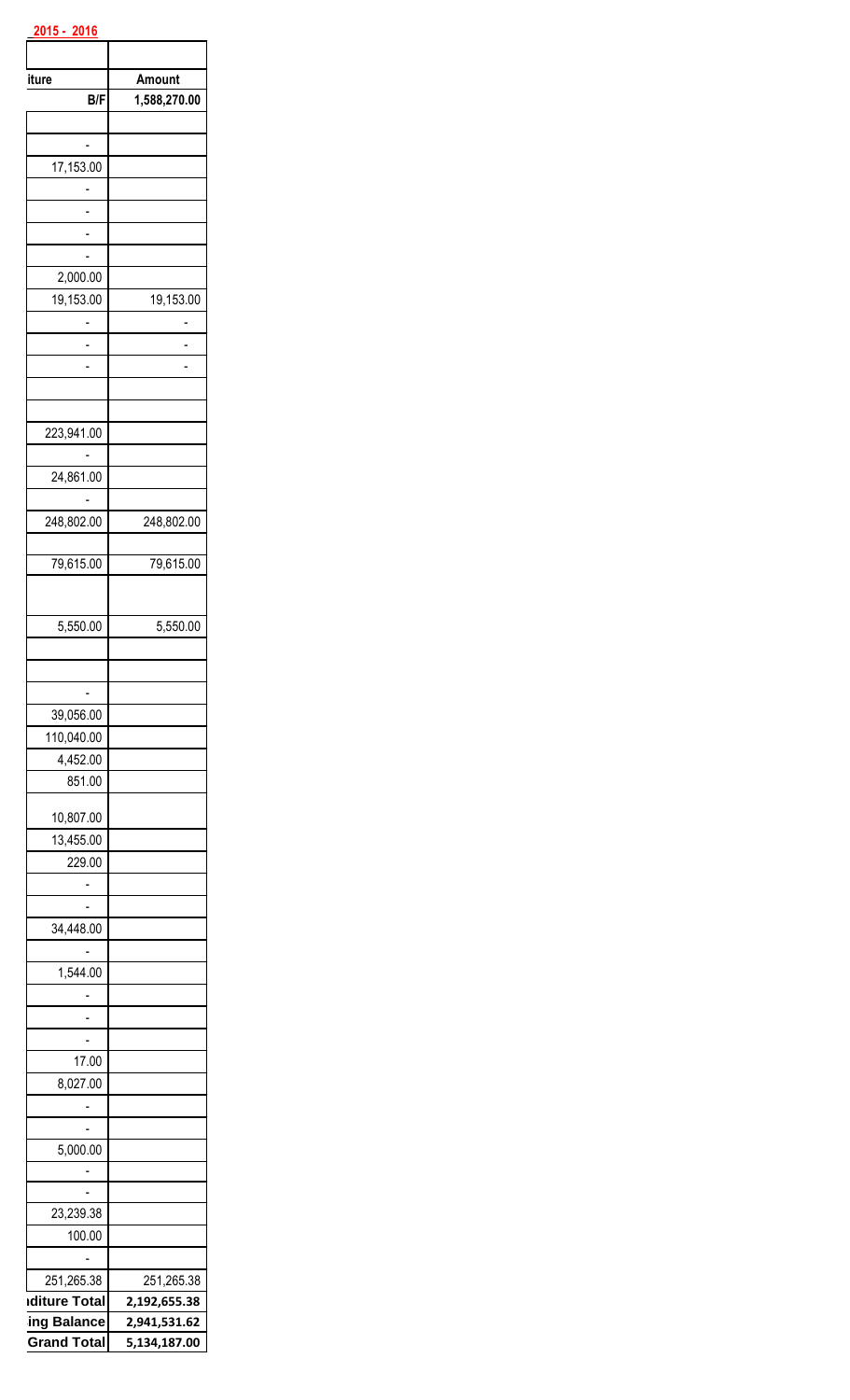**2015 - 2016**

| iture | Amount |
|---|---|
| B/F | 1,588,270.00 |
| | |
| - | |
| 17,153.00 | |
| - | |
| - | |
| - | |
| - | |
| 2,000.00 | |
| 19,153.00 | 19,153.00 |
| - | - |
| - | - |
| - | - |
| | |
| | |
| 223,941.00 | |
| - | |
| 24,861.00 | |
| - | |
| 248,802.00 | 248,802.00 |
| | |
| 79,615.00 | 79,615.00 |
| | |
| 5,550.00 | 5,550.00 |
| | |
| | |
| - | |
| 39,056.00 | |
| 110,040.00 | |
| 4,452.00 | |
| 851.00 | |
| 10,807.00 | |
| 13,455.00 | |
| 229.00 | |
| - | |
| - | |
| 34,448.00 | |
| - | |
| 1,544.00 | |
| - | |
| - | |
| - | |
| 17.00 | |
| 8,027.00 | |
| - | |
| - | |
| 5,000.00 | |
| - | |
| - | |
| 23,239.38 | |
| 100.00 | |
| - | |
| 251,265.38 | 251,265.38 |
| **nditure Total** | **2,192,655.38** |
| **ing Balance** | **2,941,531.62** |
| **Grand Total** | **5,134,187.00** |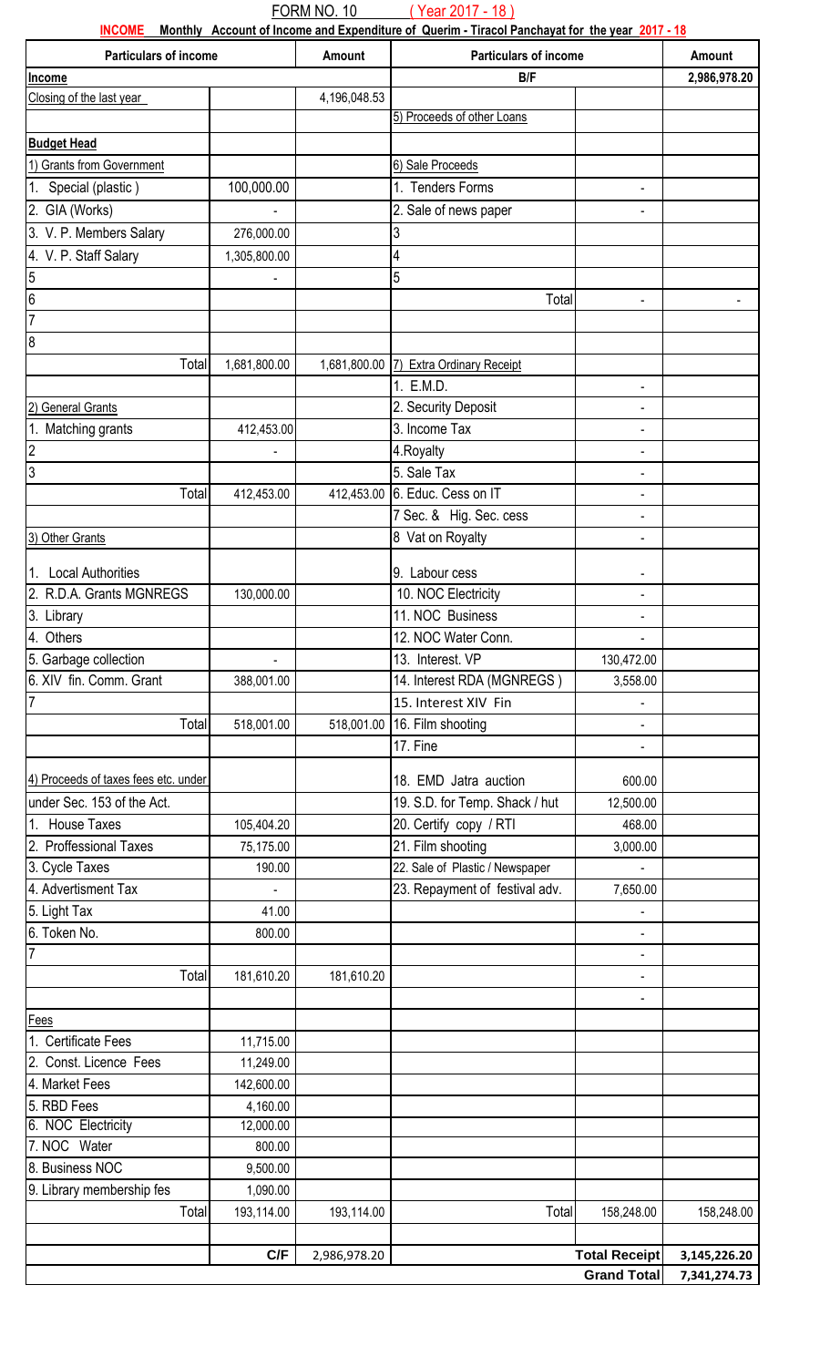FORM NO. 10 ( Year 2017 - 18 )

**INCOME** Monthly Account of Income and Expenditure of Querim - Tiracol Panchayat for the year 2017 - 18

| Particulars of income | | Amount | Particulars of income | | Amount |
|---|---|---|---|---|---|
| **Income** | | | **B/F** | | **2,986,978.20** |
| Closing of the last year | | 4,196,048.53 | | | |
| | | | 5) Proceeds of other Loans | | |
| **Budget Head** | | | | | |
| 1) Grants from Government | | | 6) Sale Proceeds | | |
| 1. Special (plastic ) | 100,000.00 | | 1. Tenders Forms | - | |
| 2. GIA (Works) | - | | 2. Sale of news paper | - | |
| 3. V. P. Members Salary | 276,000.00 | | 3 | | |
| 4. V. P. Staff Salary | 1,305,800.00 | | 4 | | |
| 5 | - | | 5 | | |
| 6 | | | Total | - | - |
| 7 | | | | | |
| 8 | | | | | |
| Total | 1,681,800.00 | 1,681,800.00 | 7) Extra Ordinary Receipt | | |
| | | | 1. E.M.D. | - | |
| 2) General Grants | | | 2. Security Deposit | - | |
| 1. Matching grants | 412,453.00 | | 3. Income Tax | - | |
| 2 | - | | 4.Royalty | - | |
| 3 | | | 5. Sale Tax | - | |
| Total | 412,453.00 | 412,453.00 | 6. Educ. Cess on IT | - | |
| | | | 7 Sec. & Hig. Sec. cess | - | |
| 3) Other Grants | | | 8 Vat on Royalty | - | |
| 1. Local Authorities | | | 9. Labour cess | - | |
| 2. R.D.A. Grants MGNREGS | 130,000.00 | | 10. NOC Electricity | - | |
| 3. Library | | | 11. NOC Business | - | |
| 4. Others | | | 12. NOC Water Conn. | - | |
| 5. Garbage collection | - | | 13. Interest. VP | 130,472.00 | |
| 6. XIV fin. Comm. Grant | 388,001.00 | | 14. Interest RDA (MGNREGS ) | 3,558.00 | |
| 7 | | | 15. Interest XIV Fin | - | |
| Total | 518,001.00 | 518,001.00 | 16. Film shooting | - | |
| | | | 17. Fine | - | |
| 4) Proceeds of taxes fees etc. under | | | 18. EMD Jatra auction | 600.00 | |
| under Sec. 153 of the Act. | | | 19. S.D. for Temp. Shack / hut | 12,500.00 | |
| 1. House Taxes | 105,404.20 | | 20. Certify copy / RTI | 468.00 | |
| 2. Proffessional Taxes | 75,175.00 | | 21. Film shooting | 3,000.00 | |
| 3. Cycle Taxes | 190.00 | | 22. Sale of Plastic / Newspaper | - | |
| 4. Advertisment Tax | - | | 23. Repayment of festival adv. | 7,650.00 | |
| 5. Light Tax | 41.00 | | | - | |
| 6. Token No. | 800.00 | | | - | |
| 7 | | | | - | |
| Total | 181,610.20 | 181,610.20 | | - | |
| | | | | - | |
| Fees | | | | | |
| 1. Certificate Fees | 11,715.00 | | | | |
| 2. Const. Licence Fees | 11,249.00 | | | | |
| 4. Market Fees | 142,600.00 | | | | |
| 5. RBD Fees | 4,160.00 | | | | |
| 6. NOC Electricity | 12,000.00 | | | | |
| 7. NOC Water | 800.00 | | | | |
| 8. Business NOC | 9,500.00 | | | | |
| 9. Library membership fes | 1,090.00 | | | | |
| Total | 193,114.00 | 193,114.00 | Total | 158,248.00 | 158,248.00 |
| | | | | | |
| | **C/F** | 2,986,978.20 | | **Total Receipt** | **3,145,226.20** |
| | | | | **Grand Total** | **7,341,274.73** |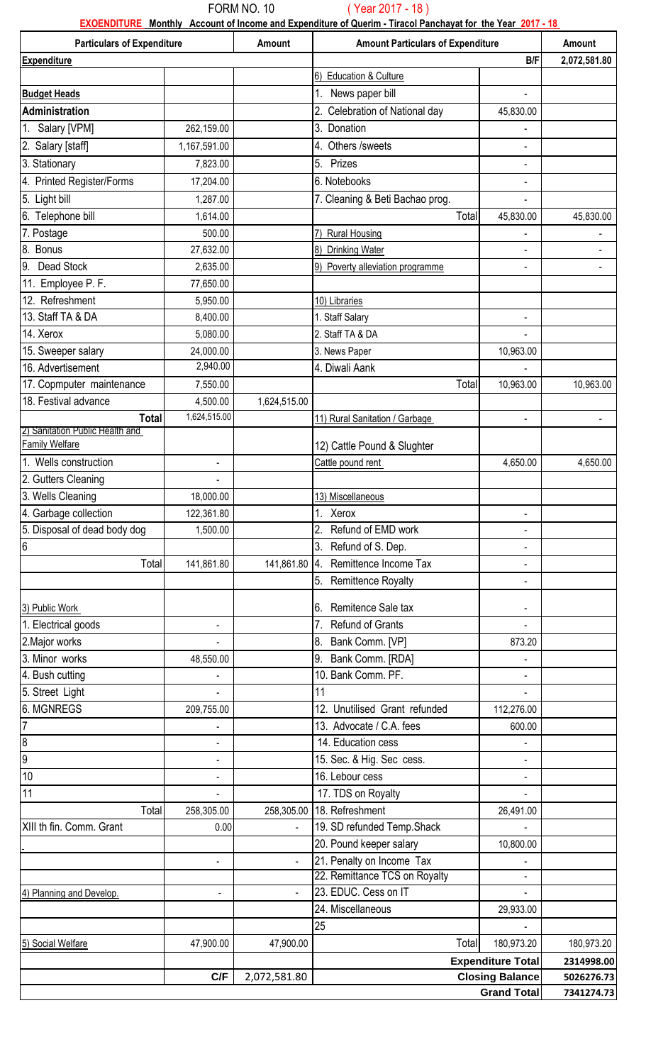FORM NO. 10 ( Year 2017 - 18 )

**EXOENDITURE Monthly Account of Income and Expenditure of Querim - Tiracol Panchayat for the Year 2017 - 18**

| Particulars of Expenditure | | Amount | Amount Particulars of Expenditure | | Amount |
|---|---|---|---|---|---|
| **Expenditure** | | | | B/F | 2,072,581.80 |
| | | | 6) Education & Culture | | |
| **Budget Heads** | | | 1. News paper bill | - | |
| **Administration** | | | 2. Celebration of National day | 45,830.00 | |
| 1. Salary [VPM] | 262,159.00 | | 3. Donation | - | |
| 2. Salary [staff] | 1,167,591.00 | | 4. Others /sweets | - | |
| 3. Stationary | 7,823.00 | | 5. Prizes | - | |
| 4. Printed Register/Forms | 17,204.00 | | 6. Notebooks | - | |
| 5. Light bill | 1,287.00 | | 7. Cleaning & Beti Bachao prog. | - | |
| 6. Telephone bill | 1,614.00 | | Total | 45,830.00 | 45,830.00 |
| 7. Postage | 500.00 | | 7) Rural Housing | - | - |
| 8. Bonus | 27,632.00 | | 8) Drinking Water | - | - |
| 9. Dead Stock | 2,635.00 | | 9) Poverty alleviation programme | - | - |
| 11. Employee P. F. | 77,650.00 | | | | |
| 12. Refreshment | 5,950.00 | | 10) Libraries | | |
| 13. Staff TA & DA | 8,400.00 | | 1. Staff Salary | - | |
| 14. Xerox | 5,080.00 | | 2. Staff TA & DA | - | |
| 15. Sweeper salary | 24,000.00 | | 3. News Paper | 10,963.00 | |
| 16. Advertisement | 2,940.00 | | 4. Diwali Aank | - | |
| 17. Copmputer maintenance | 7,550.00 | | Total | 10,963.00 | 10,963.00 |
| 18. Festival advance | 4,500.00 | 1,624,515.00 | | | |
| **Total** | 1,624,515.00 | | 11) Rural Sanitation / Garbage | - | - |
| 2) Sanitation Public Health and Family Welfare | | | 12) Cattle Pound & Slughter | | |
| 1. Wells construction | - | | Cattle pound rent | 4,650.00 | 4,650.00 |
| 2. Gutters Cleaning | - | | | | |
| 3. Wells Cleaning | 18,000.00 | | 13) Miscellaneous | | |
| 4. Garbage collection | 122,361.80 | | 1. Xerox | - | |
| 5. Disposal of dead body dog | 1,500.00 | | 2. Refund of EMD work | - | |
| 6 | | | 3. Refund of S. Dep. | - | |
| Total | 141,861.80 | 141,861.80 | 4. Remittence Income Tax | - | |
| | | | 5. Remittence Royalty | - | |
| 3) Public Work | | | 6. Remitence Sale tax | - | |
| 1. Electrical goods | - | | 7. Refund of Grants | - | |
| 2.Major works | - | | 8. Bank Comm. [VP] | 873.20 | |
| 3. Minor works | 48,550.00 | | 9. Bank Comm. [RDA] | - | |
| 4. Bush cutting | - | | 10. Bank Comm. PF. | - | |
| 5. Street Light | - | | 11 | - | |
| 6. MGNREGS | 209,755.00 | | 12. Unutilised Grant refunded | 112,276.00 | |
| 7 | - | | 13. Advocate / C.A. fees | 600.00 | |
| 8 | - | | 14. Education cess | - | |
| 9 | - | | 15. Sec. & Hig. Sec cess. | - | |
| 10 | - | | 16. Lebour cess | - | |
| 11 | - | | 17. TDS on Royalty | - | |
| Total | 258,305.00 | 258,305.00 | 18. Refreshment | 26,491.00 | |
| XIII th fin. Comm. Grant | 0.00 | - | 19. SD refunded Temp.Shack | - | |
| | | | 20. Pound keeper salary | 10,800.00 | |
| | - | - | 21. Penalty on Income Tax | - | |
| | | | 22. Remittance TCS on Royalty | - | |
| 4) Planning and Develop. | - | - | 23. EDUC. Cess on IT | - | |
| | | | 24. Miscellaneous | 29,933.00 | |
| | | | 25 | - | |
| 5) Social Welfare | 47,900.00 | 47,900.00 | Total | 180,973.20 | 180,973.20 |
| | | | | **Expenditure Total** | **2314998.00** |
| | **C/F** | 2,072,581.80 | | **Closing Balance** | **5026276.73** |
| | | | | **Grand Total** | **7341274.73** |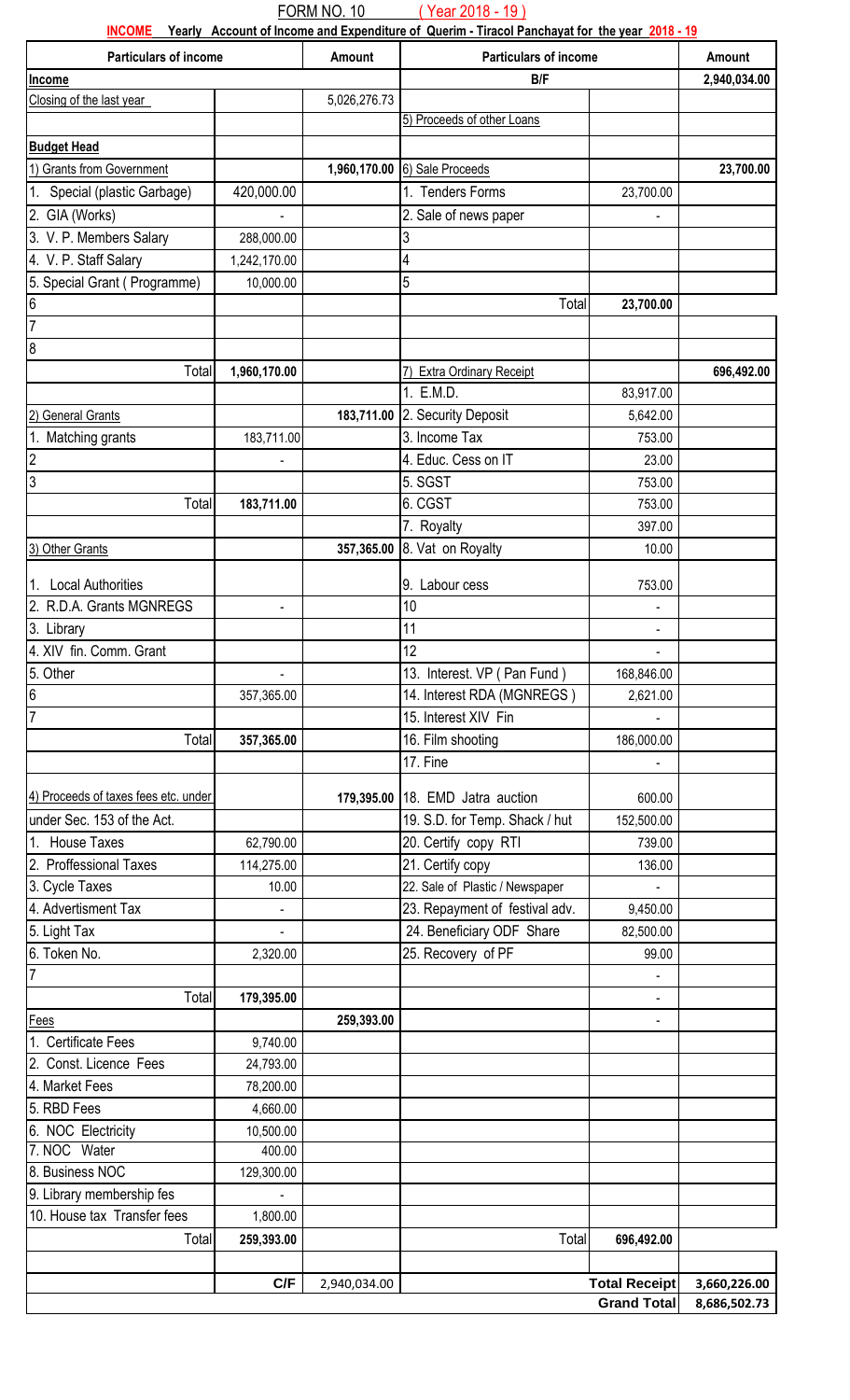FORM NO. 10 ( Year 2018 - 19 )

**INCOME Yearly Account of Income and Expenditure of Querim - Tiracol Panchayat for the year 2018 - 19**

| Particulars of income | | Amount | Particulars of income | | Amount |
|---|---|---|---|---|---|
| **Income** | | | **B/F** | | **2,940,034.00** |
| Closing of the last year | | 5,026,276.73 | | | |
| | | | 5) Proceeds of other Loans | | |
| **Budget Head** | | | | | |
| 1) Grants from Government | | **1,960,170.00** | 6) Sale Proceeds | | **23,700.00** |
| 1. Special (plastic Garbage) | 420,000.00 | | 1. Tenders Forms | 23,700.00 | |
| 2. GIA (Works) | - | | 2. Sale of news paper | - | |
| 3. V. P. Members Salary | 288,000.00 | | 3 | | |
| 4. V. P. Staff Salary | 1,242,170.00 | | 4 | | |
| 5. Special Grant ( Programme) | 10,000.00 | | 5 | | |
| 6 | | | Total | **23,700.00** | |
| 7 | | | | | |
| 8 | | | | | |
| Total | **1,960,170.00** | | 7) Extra Ordinary Receipt | | **696,492.00** |
| | | | 1. E.M.D. | 83,917.00 | |
| 2) General Grants | | **183,711.00** | 2. Security Deposit | 5,642.00 | |
| 1. Matching grants | 183,711.00 | | 3. Income Tax | 753.00 | |
| 2 | - | | 4. Educ. Cess on IT | 23.00 | |
| 3 | | | 5. SGST | 753.00 | |
| Total | **183,711.00** | | 6. CGST | 753.00 | |
| | | | 7. Royalty | 397.00 | |
| 3) Other Grants | | **357,365.00** | 8. Vat on Royalty | 10.00 | |
| 1. Local Authorities | | | 9. Labour cess | 753.00 | |
| 2. R.D.A. Grants MGNREGS | - | | 10 | - | |
| 3. Library | | | 11 | - | |
| 4. XIV fin. Comm. Grant | | | 12 | - | |
| 5. Other | - | | 13. Interest. VP ( Pan Fund ) | 168,846.00 | |
| 6 | 357,365.00 | | 14. Interest RDA (MGNREGS ) | 2,621.00 | |
| 7 | | | 15. Interest XIV Fin | - | |
| Total | **357,365.00** | | 16. Film shooting | 186,000.00 | |
| | | | 17. Fine | - | |
| 4) Proceeds of taxes fees etc. under | | **179,395.00** | 18. EMD Jatra auction | 600.00 | |
| under Sec. 153 of the Act. | | | 19. S.D. for Temp. Shack / hut | 152,500.00 | |
| 1. House Taxes | 62,790.00 | | 20. Certify copy RTI | 739.00 | |
| 2. Proffessional Taxes | 114,275.00 | | 21. Certify copy | 136.00 | |
| 3. Cycle Taxes | 10.00 | | 22. Sale of Plastic / Newspaper | - | |
| 4. Advertisment Tax | - | | 23. Repayment of festival adv. | 9,450.00 | |
| 5. Light Tax | - | | 24. Beneficiary ODF Share | 82,500.00 | |
| 6. Token No. | 2,320.00 | | 25. Recovery of PF | 99.00 | |
| 7 | | | | - | |
| Total | **179,395.00** | | | - | |
| Fees | | **259,393.00** | | - | |
| 1. Certificate Fees | 9,740.00 | | | | |
| 2. Const. Licence Fees | 24,793.00 | | | | |
| 4. Market Fees | 78,200.00 | | | | |
| 5. RBD Fees | 4,660.00 | | | | |
| 6. NOC Electricity | 10,500.00 | | | | |
| 7. NOC Water | 400.00 | | | | |
| 8. Business NOC | 129,300.00 | | | | |
| 9. Library membership fes | - | | | | |
| 10. House tax Transfer fees | 1,800.00 | | | | |
| Total | **259,393.00** | | Total | **696,492.00** | |
| | | | | | |
| | **C/F** | 2,940,034.00 | | **Total Receipt** | **3,660,226.00** |
| | | | | **Grand Total** | **8,686,502.73** |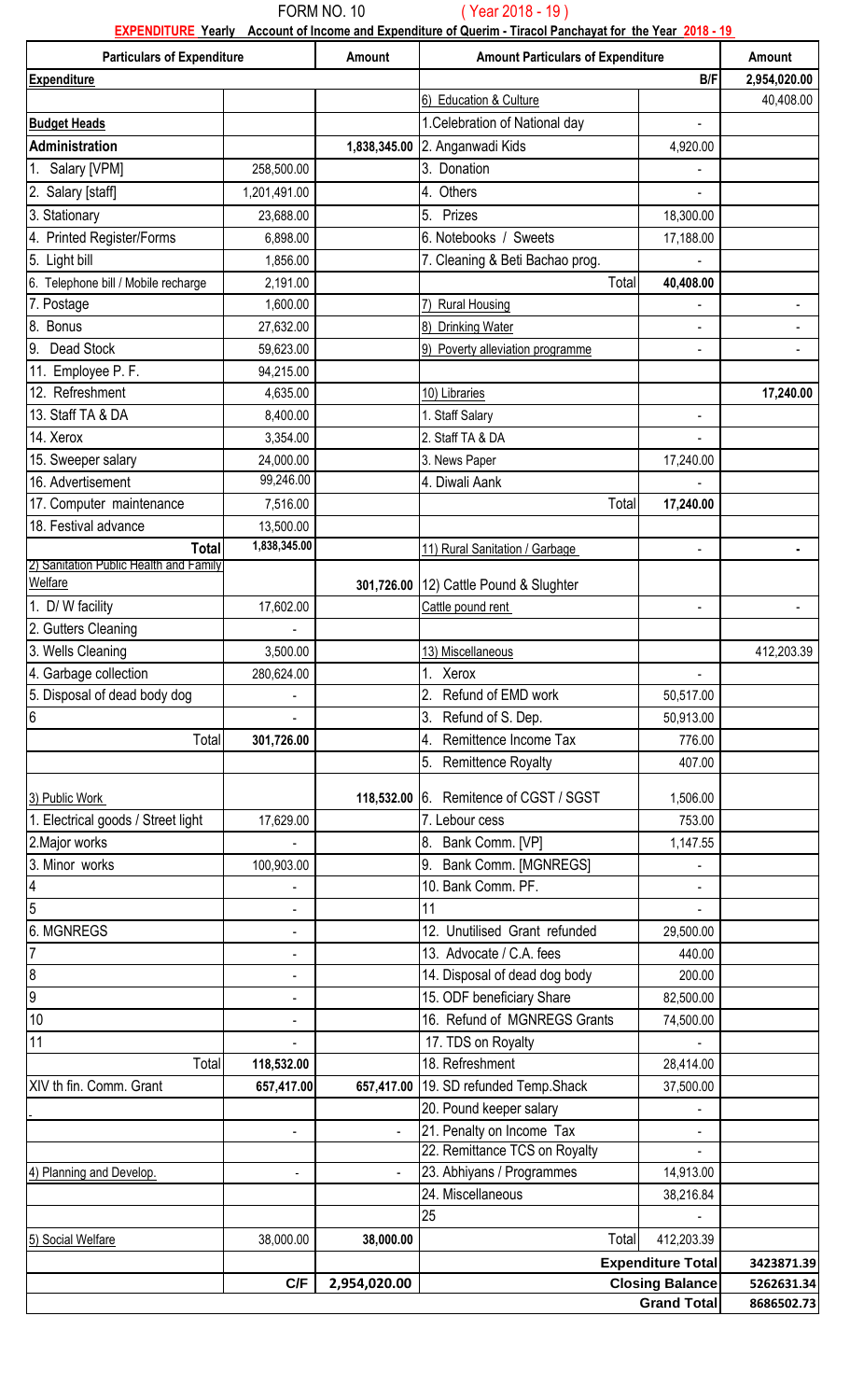FORM NO. 10 ( Year 2018 - 19 )

**EXPENDITURE Yearly Account of Income and Expenditure of Querim - Tiracol Panchayat for the Year 2018 - 19**

| Particulars of Expenditure | | Amount | Amount Particulars of Expenditure | | Amount |
|---|---|---|---|---|---|
| **Expenditure** | | | | B/F | 2,954,020.00 |
| | | | 6) Education & Culture | | 40,408.00 |
| **Budget Heads** | | | 1.Celebration of National day | - | |
| **Administration** | | 1,838,345.00 | 2. Anganwadi Kids | 4,920.00 | |
| 1. Salary [VPM] | 258,500.00 | | 3. Donation | - | |
| 2. Salary [staff] | 1,201,491.00 | | 4. Others | - | |
| 3. Stationary | 23,688.00 | | 5. Prizes | 18,300.00 | |
| 4. Printed Register/Forms | 6,898.00 | | 6. Notebooks / Sweets | 17,188.00 | |
| 5. Light bill | 1,856.00 | | 7. Cleaning & Beti Bachao prog. | - | |
| 6. Telephone bill / Mobile recharge | 2,191.00 | | Total | 40,408.00 | |
| 7. Postage | 1,600.00 | | 7) Rural Housing | - | - |
| 8. Bonus | 27,632.00 | | 8) Drinking Water | - | - |
| 9. Dead Stock | 59,623.00 | | 9) Poverty alleviation programme | - | - |
| 11. Employee P. F. | 94,215.00 | | | | |
| 12. Refreshment | 4,635.00 | | 10) Libraries | | 17,240.00 |
| 13. Staff TA & DA | 8,400.00 | | 1. Staff Salary | - | |
| 14. Xerox | 3,354.00 | | 2. Staff TA & DA | - | |
| 15. Sweeper salary | 24,000.00 | | 3. News Paper | 17,240.00 | |
| 16. Advertisement | 99,246.00 | | 4. Diwali Aank | - | |
| 17. Computer maintenance | 7,516.00 | | Total | 17,240.00 | |
| 18. Festival advance | 13,500.00 | | | | |
| **Total** | 1,838,345.00 | | 11) Rural Sanitation / Garbage | - | - |
| 2) Sanitation Public Health and Family Welfare | | 301,726.00 | 12) Cattle Pound & Slughter | | |
| 1. D/ W facility | 17,602.00 | | Cattle pound rent | - | - |
| 2. Gutters Cleaning | - | | | | |
| 3. Wells Cleaning | 3,500.00 | | 13) Miscellaneous | | 412,203.39 |
| 4. Garbage collection | 280,624.00 | | 1. Xerox | - | |
| 5. Disposal of dead body dog | - | | 2. Refund of EMD work | 50,517.00 | |
| 6 | - | | 3. Refund of S. Dep. | 50,913.00 | |
| Total | 301,726.00 | | 4. Remittence Income Tax | 776.00 | |
| | | | 5. Remittence Royalty | 407.00 | |
| 3) Public Work | | 118,532.00 | 6. Remitence of CGST / SGST | 1,506.00 | |
| 1. Electrical goods / Street light | 17,629.00 | | 7. Lebour cess | 753.00 | |
| 2.Major works | - | | 8. Bank Comm. [VP] | 1,147.55 | |
| 3. Minor works | 100,903.00 | | 9. Bank Comm. [MGNREGS] | - | |
| 4 | - | | 10. Bank Comm. PF. | - | |
| 5 | - | | 11 | - | |
| 6. MGNREGS | - | | 12. Unutilised Grant refunded | 29,500.00 | |
| 7 | - | | 13. Advocate / C.A. fees | 440.00 | |
| 8 | - | | 14. Disposal of dead dog body | 200.00 | |
| 9 | - | | 15. ODF beneficiary Share | 82,500.00 | |
| 10 | - | | 16. Refund of MGNREGS Grants | 74,500.00 | |
| 11 | - | | 17. TDS on Royalty | - | |
| Total | 118,532.00 | | 18. Refreshment | 28,414.00 | |
| XIV th fin. Comm. Grant | 657,417.00 | 657,417.00 | 19. SD refunded Temp.Shack | 37,500.00 | |
| | | | 20. Pound keeper salary | - | |
| | - | - | 21. Penalty on Income Tax | - | |
| | | | 22. Remittance TCS on Royalty | - | |
| 4) Planning and Develop. | - | - | 23. Abhiyans / Programmes | 14,913.00 | |
| | | | 24. Miscellaneous | 38,216.84 | |
| | | | 25 | - | |
| 5) Social Welfare | 38,000.00 | 38,000.00 | Total | 412,203.39 | |
| | | | | **Expenditure Total** | 3423871.39 |
| | C/F | 2,954,020.00 | | **Closing Balance** | 5262631.34 |
| | | | | **Grand Total** | 8686502.73 |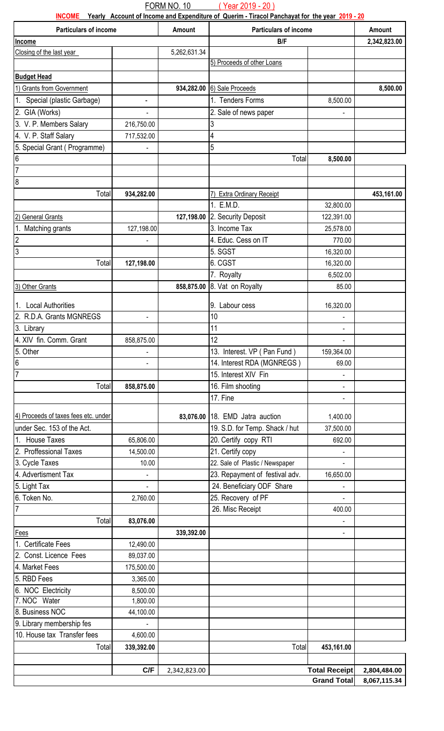FORM NO. 10 ( Year 2019 - 20 )

**INCOME Yearly Account of Income and Expenditure of Querim - Tiracol Panchayat for the year 2019 - 20**

| Particulars of income | | Amount | Particulars of income | | Amount |
|---|---|---|---|---|---|
| **Income** | | | **B/F** | | 2,342,823.00 |
| Closing of the last year | | 5,262,631.34 | | | |
| | | | 5) Proceeds of other Loans | | |
| **Budget Head** | | | | | |
| 1) Grants from Government | | 934,282.00 | 6) Sale Proceeds | | 8,500.00 |
| 1. Special (plastic Garbage) | - | | 1. Tenders Forms | 8,500.00 | |
| 2. GIA (Works) | - | | 2. Sale of news paper | - | |
| 3. V. P. Members Salary | 216,750.00 | | 3 | | |
| 4. V. P. Staff Salary | 717,532.00 | | 4 | | |
| 5. Special Grant ( Programme) | - | | 5 | | |
| 6 | | | Total | 8,500.00 | |
| 7 | | | | | |
| 8 | | | | | |
| Total | 934,282.00 | | 7) Extra Ordinary Receipt | | 453,161.00 |
| | | | 1. E.M.D. | 32,800.00 | |
| 2) General Grants | | 127,198.00 | 2. Security Deposit | 122,391.00 | |
| 1. Matching grants | 127,198.00 | | 3. Income Tax | 25,578.00 | |
| 2 | - | | 4. Educ. Cess on IT | 770.00 | |
| 3 | | | 5. SGST | 16,320.00 | |
| Total | 127,198.00 | | 6. CGST | 16,320.00 | |
| | | | 7. Royalty | 6,502.00 | |
| 3) Other Grants | | 858,875.00 | 8. Vat on Royalty | 85.00 | |
| 1. Local Authorities | | | 9. Labour cess | 16,320.00 | |
| 2. R.D.A. Grants MGNREGS | - | | 10 | - | |
| 3. Library | | | 11 | - | |
| 4. XIV fin. Comm. Grant | 858,875.00 | | 12 | - | |
| 5. Other | - | | 13. Interest. VP ( Pan Fund ) | 159,364.00 | |
| 6 | - | | 14. Interest RDA (MGNREGS ) | 69.00 | |
| 7 | | | 15. Interest XIV Fin | - | |
| Total | 858,875.00 | | 16. Film shooting | - | |
| | | | 17. Fine | - | |
| 4) Proceeds of taxes fees etc. under | | 83,076.00 | 18. EMD Jatra auction | 1,400.00 | |
| under Sec. 153 of the Act. | | | 19. S.D. for Temp. Shack / hut | 37,500.00 | |
| 1. House Taxes | 65,806.00 | | 20. Certify copy RTI | 692.00 | |
| 2. Proffessional Taxes | 14,500.00 | | 21. Certify copy | - | |
| 3. Cycle Taxes | 10.00 | | 22. Sale of Plastic / Newspaper | - | |
| 4. Advertisment Tax | - | | 23. Repayment of festival adv. | 16,650.00 | |
| 5. Light Tax | - | | 24. Beneficiary ODF Share | - | |
| 6. Token No. | 2,760.00 | | 25. Recovery of PF | - | |
| 7 | | | 26. Misc Receipt | 400.00 | |
| Total | 83,076.00 | | | - | |
| Fees | | 339,392.00 | | - | |
| 1. Certificate Fees | 12,490.00 | | | | |
| 2. Const. Licence Fees | 89,037.00 | | | | |
| 4. Market Fees | 175,500.00 | | | | |
| 5. RBD Fees | 3,365.00 | | | | |
| 6. NOC Electricity | 8,500.00 | | | | |
| 7. NOC Water | 1,800.00 | | | | |
| 8. Business NOC | 44,100.00 | | | | |
| 9. Library membership fes | - | | | | |
| 10. House tax Transfer fees | 4,600.00 | | | | |
| Total | 339,392.00 | | Total | 453,161.00 | |
| | | | | | |
| | **C/F** | 2,342,823.00 | | **Total Receipt** | 2,804,484.00 |
| | | | | **Grand Total** | 8,067,115.34 |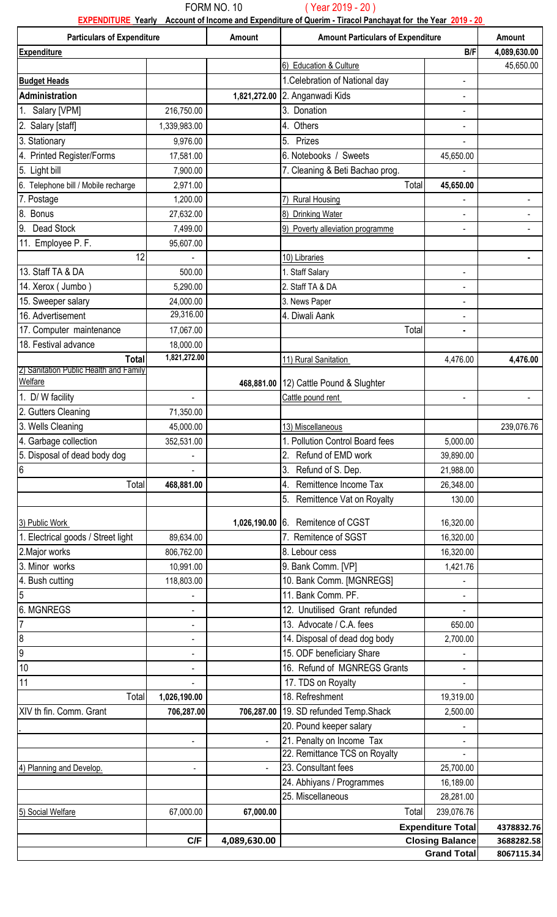FORM NO. 10 ( Year 2019 - 20 )

**EXPENDITURE Yearly Account of Income and Expenditure of Querim - Tiracol Panchayat for the Year 2019 - 20**

| Particulars of Expenditure | | Amount | Amount Particulars of Expenditure | | Amount |
|---|---|---|---|---|---|
| **Expenditure** | | | | B/F | 4,089,630.00 |
| | | | 6) Education & Culture | | 45,650.00 |
| **Budget Heads** | | | 1.Celebration of National day | - | |
| **Administration** | | 1,821,272.00 | 2. Anganwadi Kids | - | |
| 1. Salary [VPM] | 216,750.00 | | 3. Donation | - | |
| 2. Salary [staff] | 1,339,983.00 | | 4. Others | - | |
| 3. Stationary | 9,976.00 | | 5. Prizes | - | |
| 4. Printed Register/Forms | 17,581.00 | | 6. Notebooks / Sweets | 45,650.00 | |
| 5. Light bill | 7,900.00 | | 7. Cleaning & Beti Bachao prog. | - | |
| 6. Telephone bill / Mobile recharge | 2,971.00 | | Total | 45,650.00 | |
| 7. Postage | 1,200.00 | | 7) Rural Housing | - | - |
| 8. Bonus | 27,632.00 | | 8) Drinking Water | - | - |
| 9. Dead Stock | 7,499.00 | | 9) Poverty alleviation programme | - | - |
| 11. Employee P. F. | 95,607.00 | | | | |
| 12 | - | | 10) Libraries | | - |
| 13. Staff TA & DA | 500.00 | | 1. Staff Salary | - | |
| 14. Xerox ( Jumbo ) | 5,290.00 | | 2. Staff TA & DA | - | |
| 15. Sweeper salary | 24,000.00 | | 3. News Paper | - | |
| 16. Advertisement | 29,316.00 | | 4. Diwali Aank | - | |
| 17. Computer maintenance | 17,067.00 | | Total | - | |
| 18. Festival advance | 18,000.00 | | | | |
| **Total** | 1,821,272.00 | | 11) Rural Sanitation | 4,476.00 | 4,476.00 |
| 2) Sanitation Public Health and Family Welfare | | 468,881.00 | 12) Cattle Pound & Slughter | | |
| 1. D/ W facility | - | | Cattle pound rent | - | - |
| 2. Gutters Cleaning | 71,350.00 | | | | |
| 3. Wells Cleaning | 45,000.00 | | 13) Miscellaneous | | 239,076.76 |
| 4. Garbage collection | 352,531.00 | | 1. Pollution Control Board fees | 5,000.00 | |
| 5. Disposal of dead body dog | - | | 2. Refund of EMD work | 39,890.00 | |
| 6 | - | | 3. Refund of S. Dep. | 21,988.00 | |
| Total | 468,881.00 | | 4. Remittence Income Tax | 26,348.00 | |
| | | | 5. Remittence Vat on Royalty | 130.00 | |
| 3) Public Work | | 1,026,190.00 | 6. Remitence of CGST | 16,320.00 | |
| 1. Electrical goods / Street light | 89,634.00 | | 7. Remitence of SGST | 16,320.00 | |
| 2.Major works | 806,762.00 | | 8. Lebour cess | 16,320.00 | |
| 3. Minor works | 10,991.00 | | 9. Bank Comm. [VP] | 1,421.76 | |
| 4. Bush cutting | 118,803.00 | | 10. Bank Comm. [MGNREGS] | - | |
| 5 | - | | 11. Bank Comm. PF. | - | |
| 6. MGNREGS | - | | 12. Unutilised Grant refunded | - | |
| 7 | - | | 13. Advocate / C.A. fees | 650.00 | |
| 8 | - | | 14. Disposal of dead dog body | 2,700.00 | |
| 9 | - | | 15. ODF beneficiary Share | - | |
| 10 | - | | 16. Refund of MGNREGS Grants | - | |
| 11 | - | | 17. TDS on Royalty | - | |
| Total | 1,026,190.00 | | 18. Refreshment | 19,319.00 | |
| XIV th fin. Comm. Grant | 706,287.00 | 706,287.00 | 19. SD refunded Temp.Shack | 2,500.00 | |
| | | | 20. Pound keeper salary | - | |
| | - | - | 21. Penalty on Income Tax | - | |
| | | | 22. Remittance TCS on Royalty | - | |
| 4) Planning and Develop. | - | - | 23. Consultant fees | 25,700.00 | |
| | | | 24. Abhiyans / Programmes | 16,189.00 | |
| | | | 25. Miscellaneous | 28,281.00 | |
| 5) Social Welfare | 67,000.00 | 67,000.00 | Total | 239,076.76 | |
| | | | | **Expenditure Total** | **4378832.76** |
| | **C/F** | **4,089,630.00** | | **Closing Balance** | **3688282.58** |
| | | | | **Grand Total** | **8067115.34** |